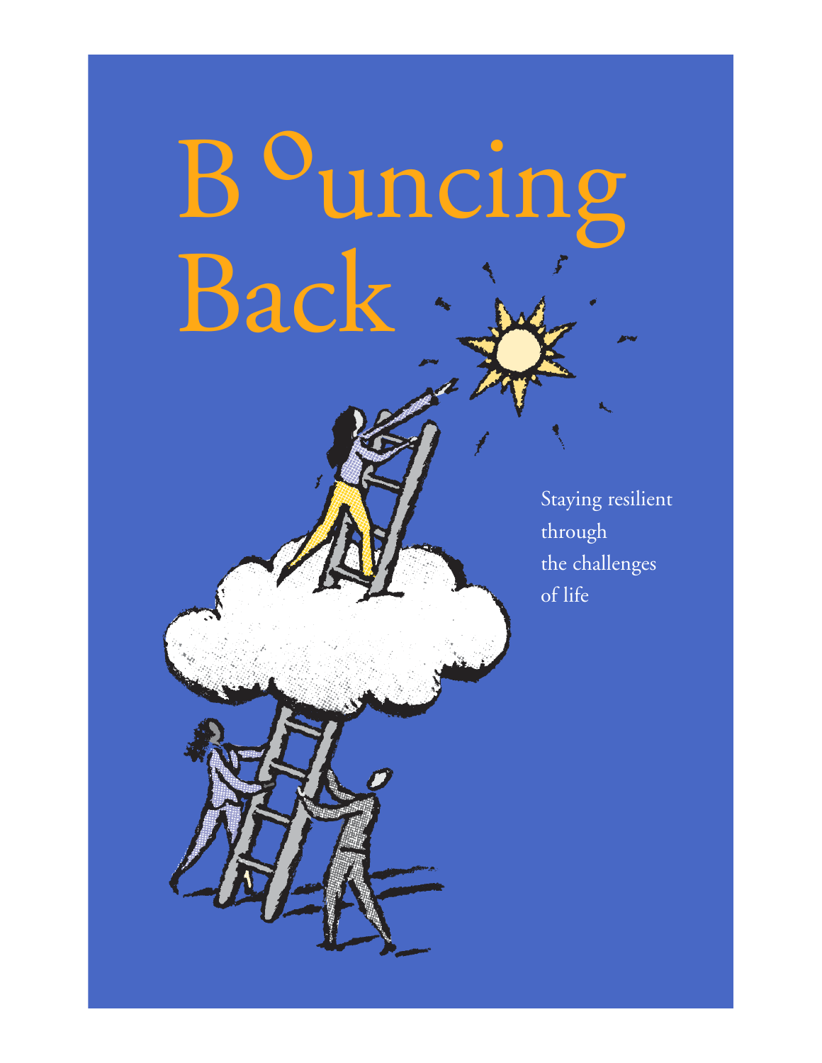# Bouncing Back

Staying resilient through the challenges of life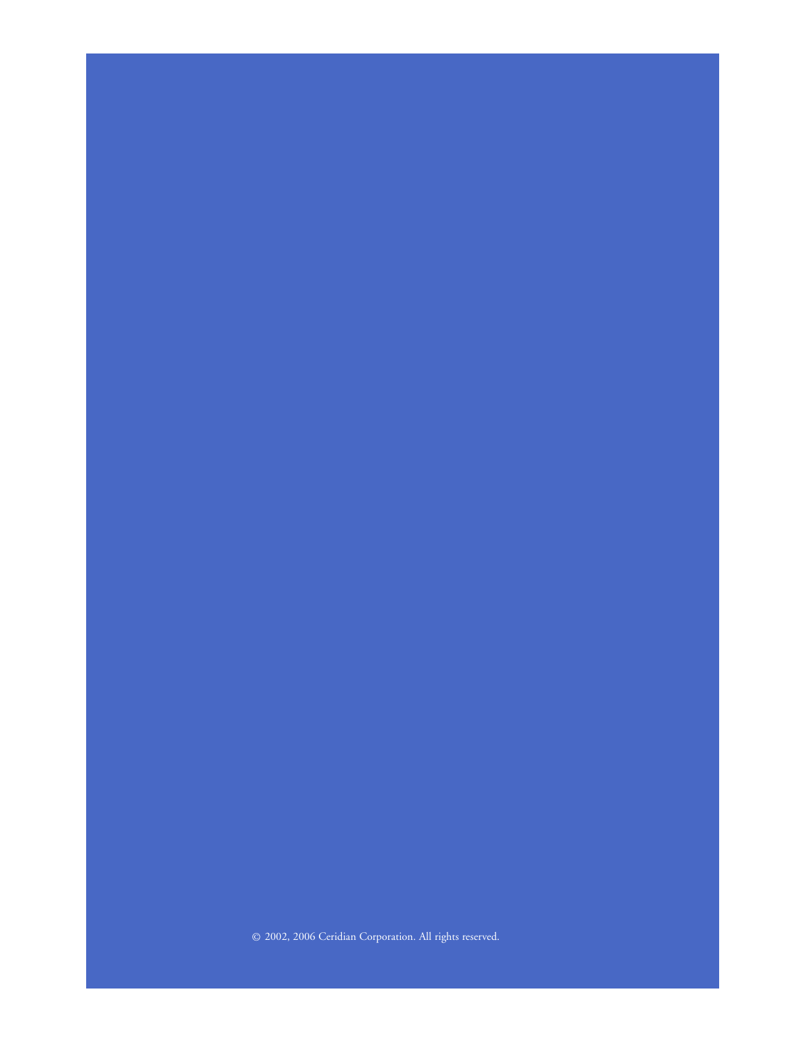© 2002, 2006 Ceridian Corporation. All rights reserved.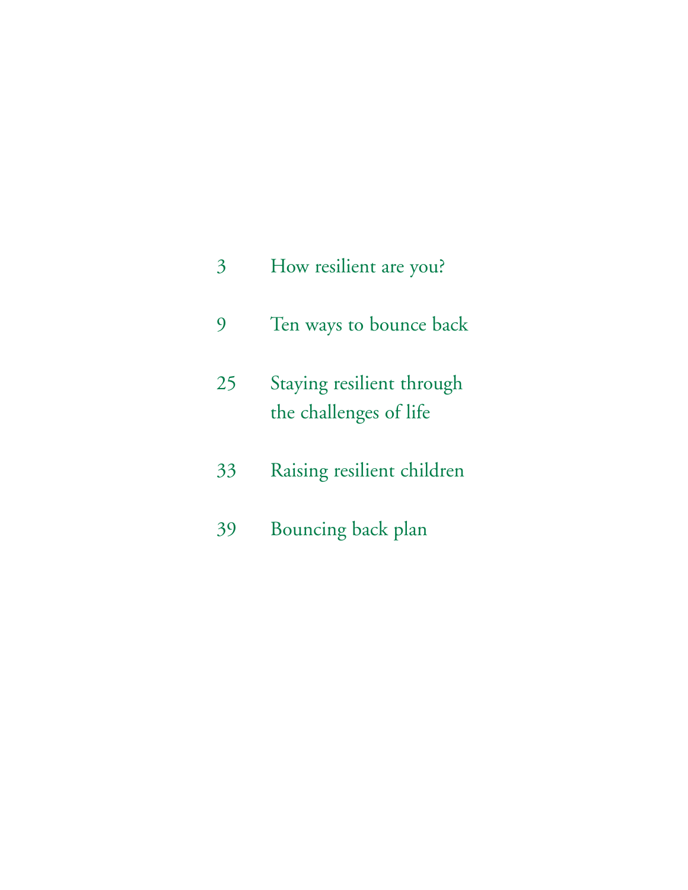3 How resilient are you?

9 Ten ways to bounce back

25 Staying resilient through the challenges of life

33 Raising resilient children

39 Bouncing back plan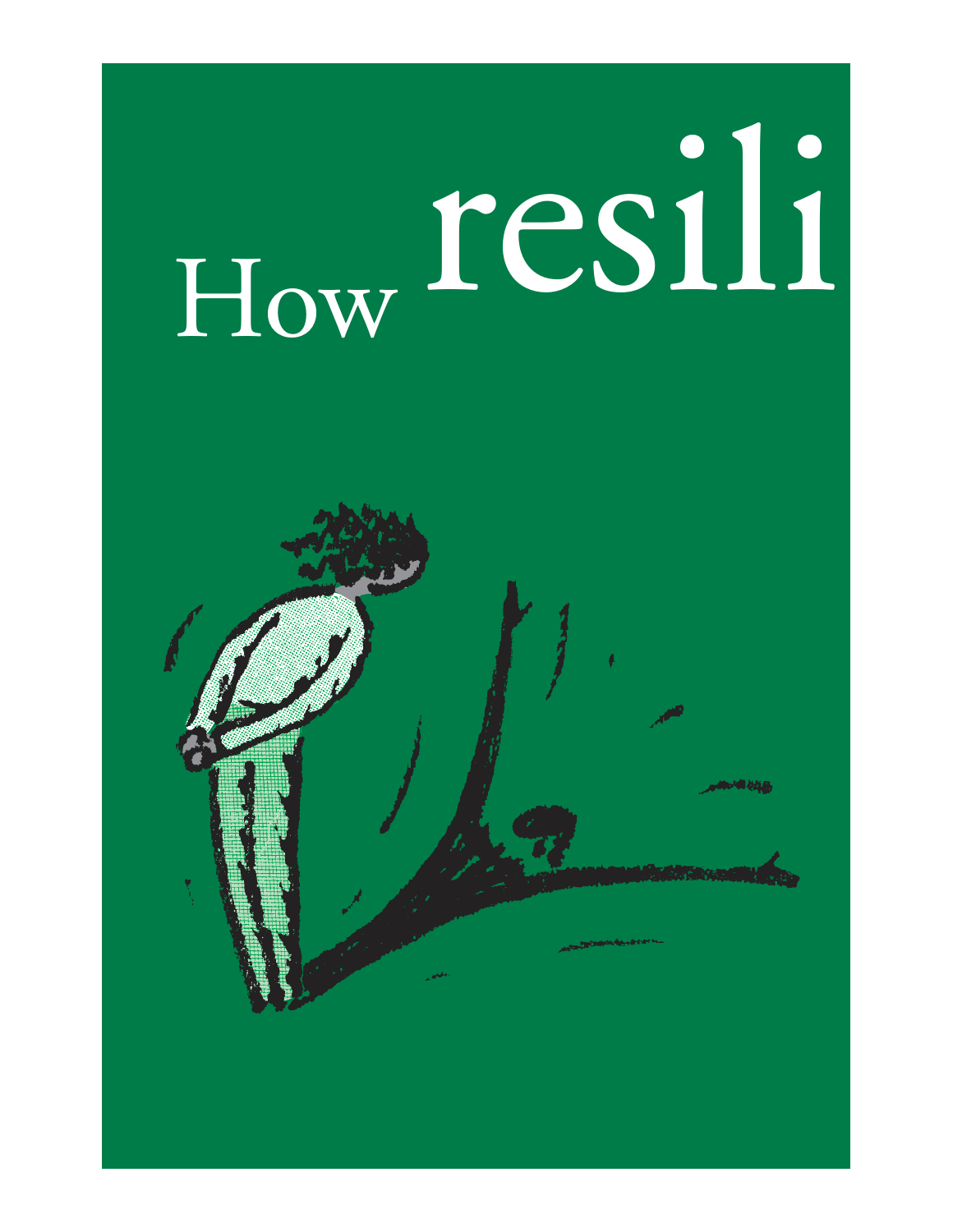How resili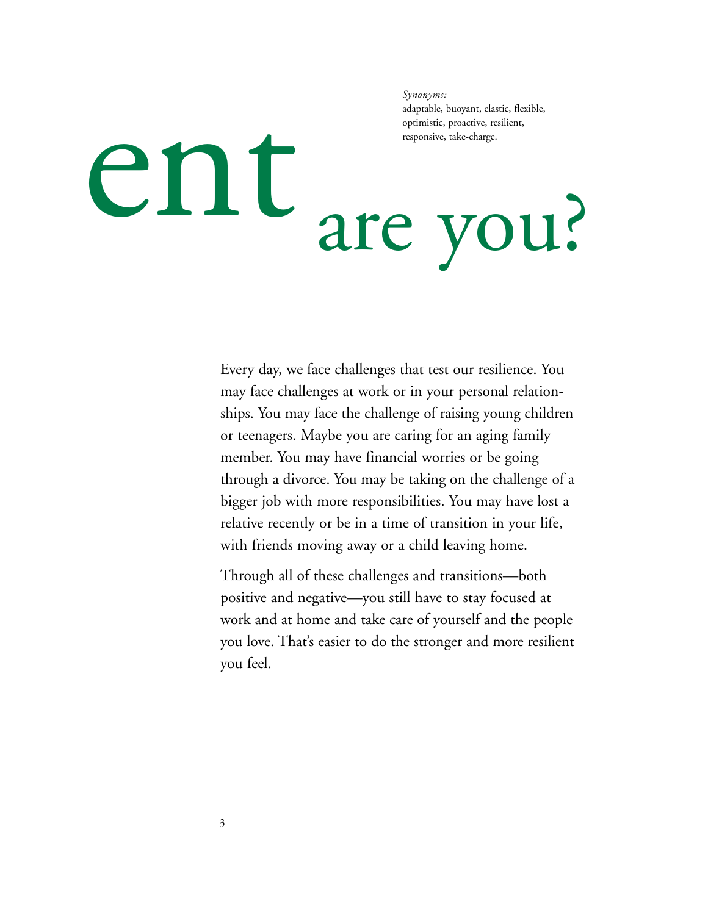*Synonyms:*
adaptable, buoyant, elastic, flexible, optimistic, proactive, resilient, responsive, take-charge.

# ent are you?

Every day, we face challenges that test our resilience. You may face challenges at work or in your personal relationships. You may face the challenge of raising young children or teenagers. Maybe you are caring for an aging family member. You may have financial worries or be going through a divorce. You may be taking on the challenge of a bigger job with more responsibilities. You may have lost a relative recently or be in a time of transition in your life, with friends moving away or a child leaving home.

Through all of these challenges and transitions—both positive and negative—you still have to stay focused at work and at home and take care of yourself and the people you love. That's easier to do the stronger and more resilient you feel.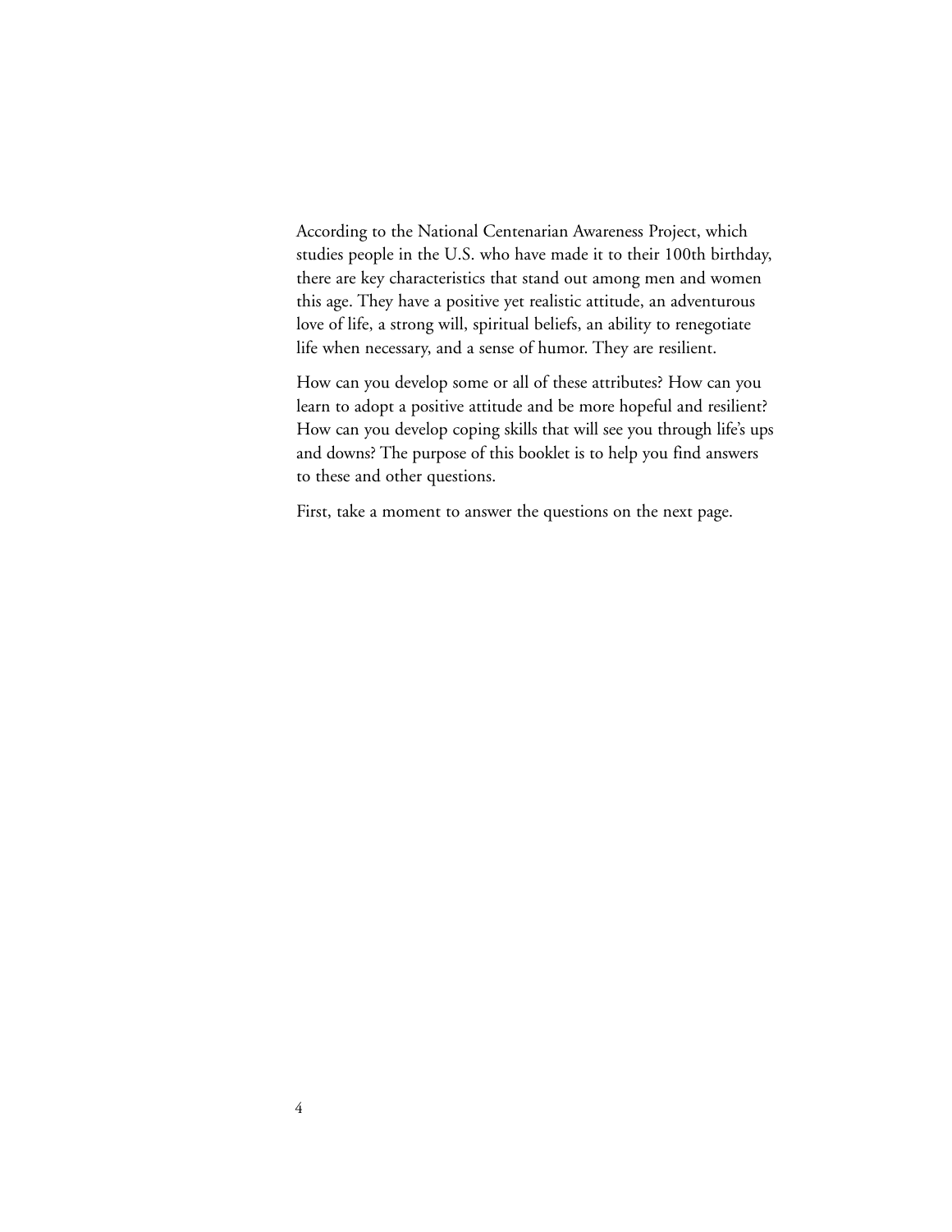According to the National Centenarian Awareness Project, which studies people in the U.S. who have made it to their 100th birthday, there are key characteristics that stand out among men and women this age. They have a positive yet realistic attitude, an adventurous love of life, a strong will, spiritual beliefs, an ability to renegotiate life when necessary, and a sense of humor. They are resilient.

How can you develop some or all of these attributes? How can you learn to adopt a positive attitude and be more hopeful and resilient? How can you develop coping skills that will see you through life's ups and downs? The purpose of this booklet is to help you find answers to these and other questions.

First, take a moment to answer the questions on the next page.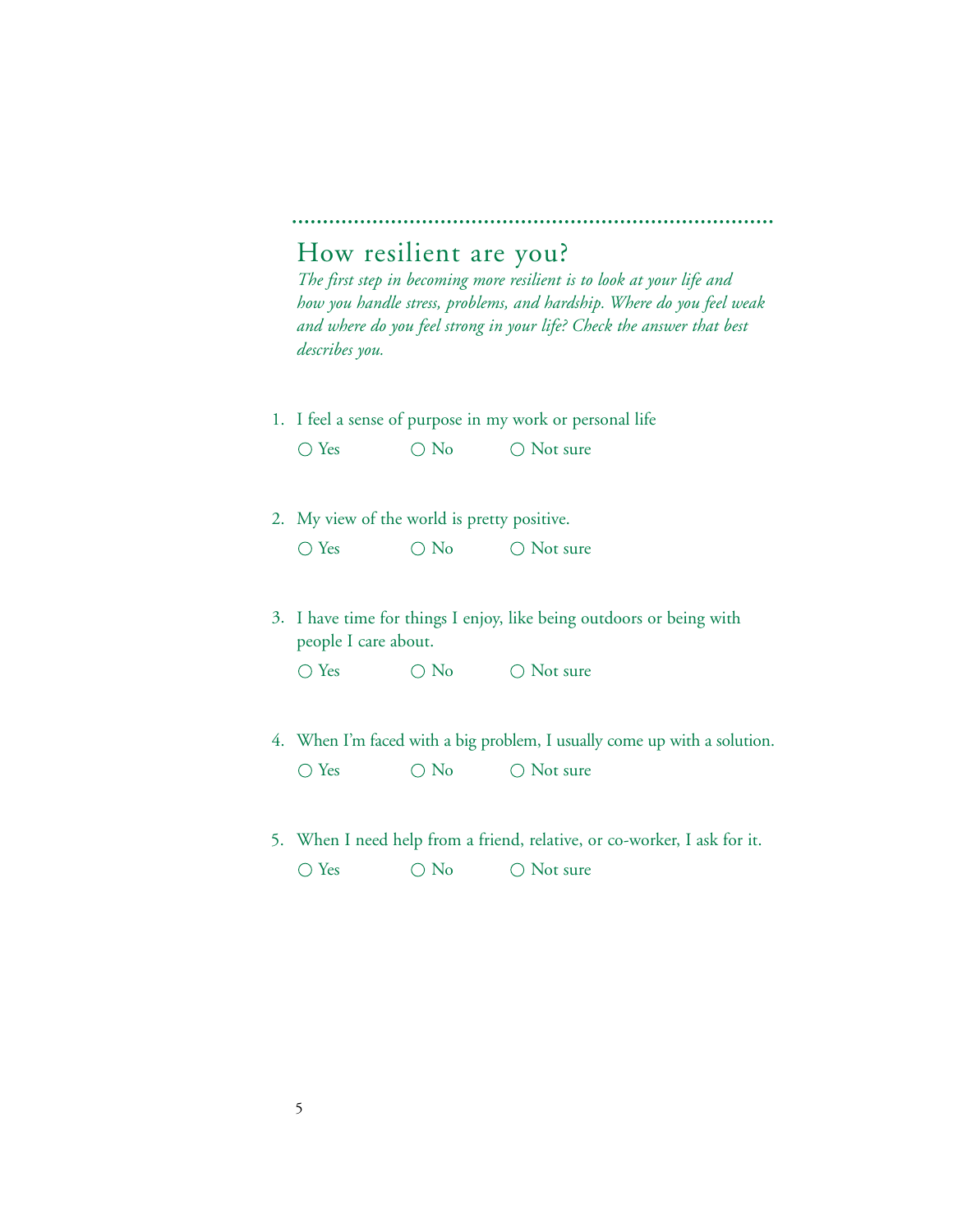## How resilient are you?

*The first step in becoming more resilient is to look at your life and how you handle stress, problems, and hardship. Where do you feel weak and where do you feel strong in your life? Check the answer that best describes you.*

1. I feel a sense of purpose in my work or personal life

   ○ Yes ○ No ○ Not sure

2. My view of the world is pretty positive.

   ○ Yes ○ No ○ Not sure

3. I have time for things I enjoy, like being outdoors or being with people I care about.

   ○ Yes ○ No ○ Not sure

4. When I'm faced with a big problem, I usually come up with a solution.

   ○ Yes ○ No ○ Not sure

5. When I need help from a friend, relative, or co-worker, I ask for it.

   ○ Yes ○ No ○ Not sure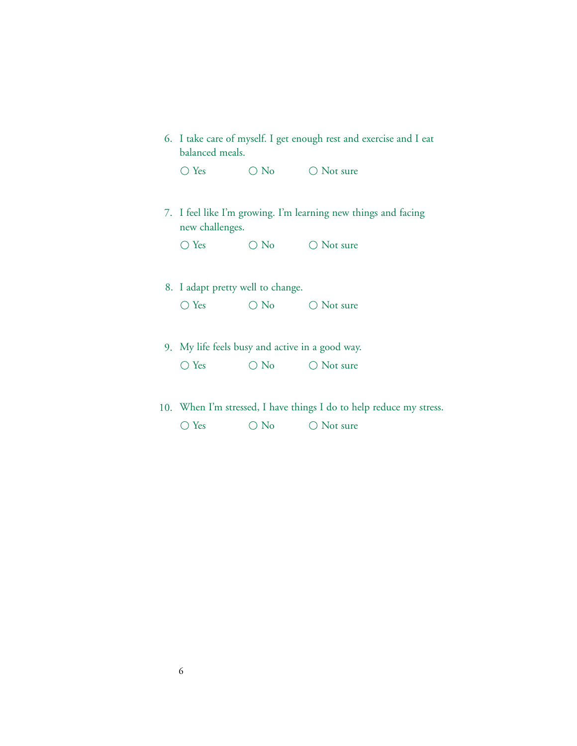6. I take care of myself. I get enough rest and exercise and I eat balanced meals.

   ○ Yes ○ No ○ Not sure

7. I feel like I'm growing. I'm learning new things and facing new challenges.

   ○ Yes ○ No ○ Not sure

8. I adapt pretty well to change.

   ○ Yes ○ No ○ Not sure

9. My life feels busy and active in a good way.

   ○ Yes ○ No ○ Not sure

10. When I'm stressed, I have things I do to help reduce my stress.

    ○ Yes ○ No ○ Not sure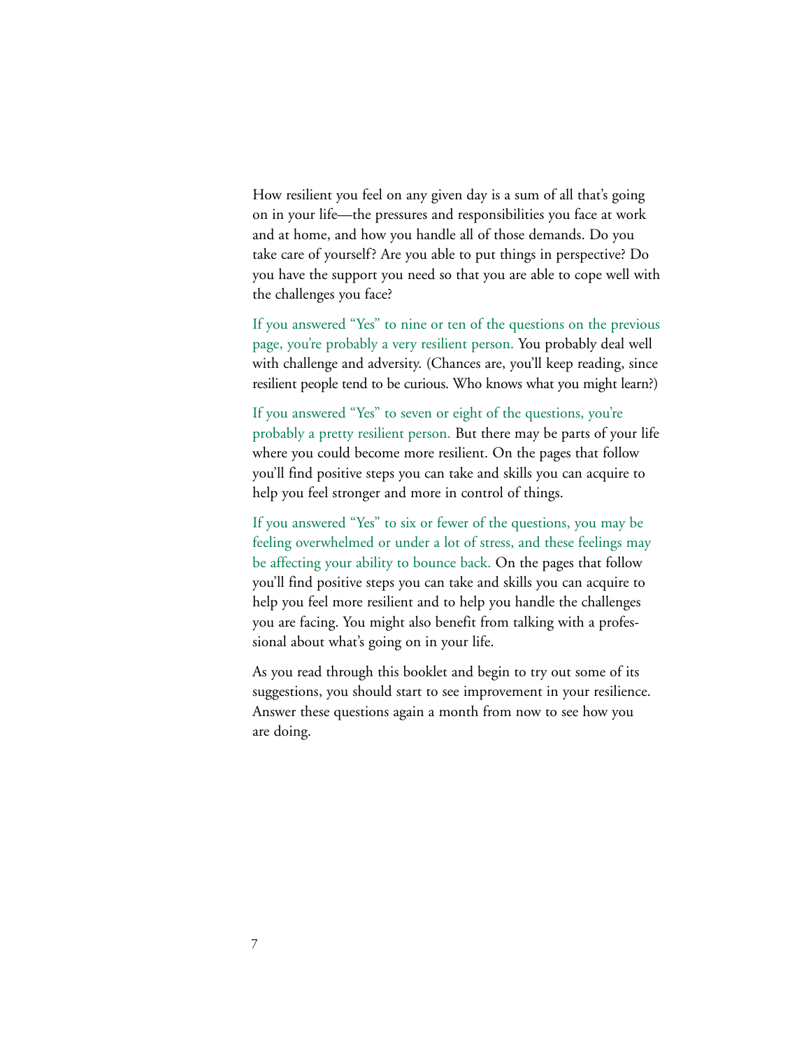How resilient you feel on any given day is a sum of all that's going on in your life—the pressures and responsibilities you face at work and at home, and how you handle all of those demands. Do you take care of yourself? Are you able to put things in perspective? Do you have the support you need so that you are able to cope well with the challenges you face?

**If you answered "Yes" to nine or ten of the questions on the previous page, you're probably a very resilient person.** You probably deal well with challenge and adversity. (Chances are, you'll keep reading, since resilient people tend to be curious. Who knows what you might learn?)

**If you answered "Yes" to seven or eight of the questions, you're probably a pretty resilient person.** But there may be parts of your life where you could become more resilient. On the pages that follow you'll find positive steps you can take and skills you can acquire to help you feel stronger and more in control of things.

**If you answered "Yes" to six or fewer of the questions, you may be feeling overwhelmed or under a lot of stress, and these feelings may be affecting your ability to bounce back.** On the pages that follow you'll find positive steps you can take and skills you can acquire to help you feel more resilient and to help you handle the challenges you are facing. You might also benefit from talking with a professional about what's going on in your life.

As you read through this booklet and begin to try out some of its suggestions, you should start to see improvement in your resilience. Answer these questions again a month from now to see how you are doing.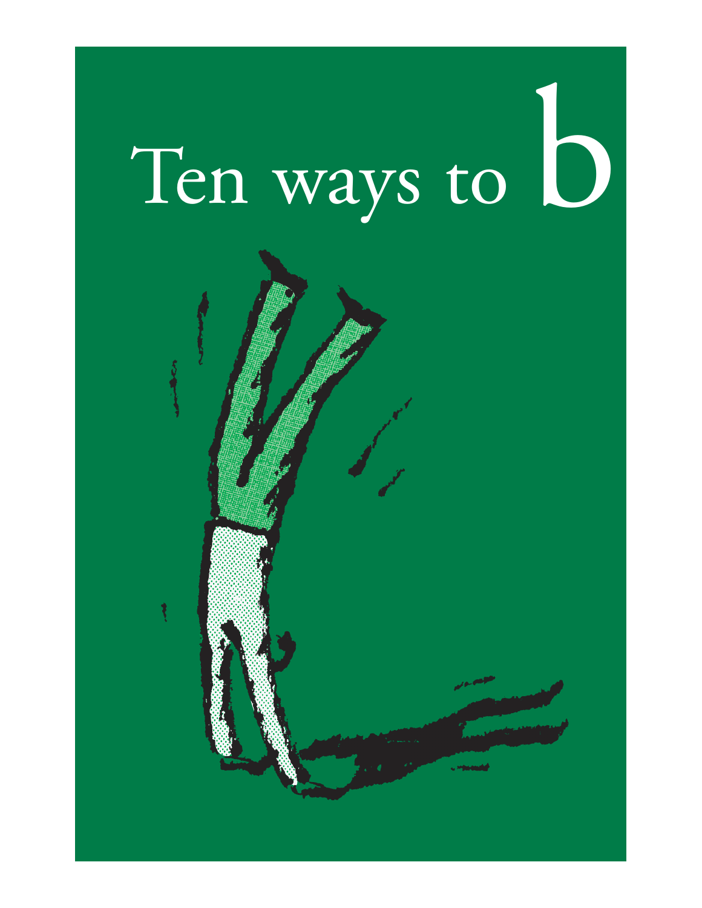# Ten ways to b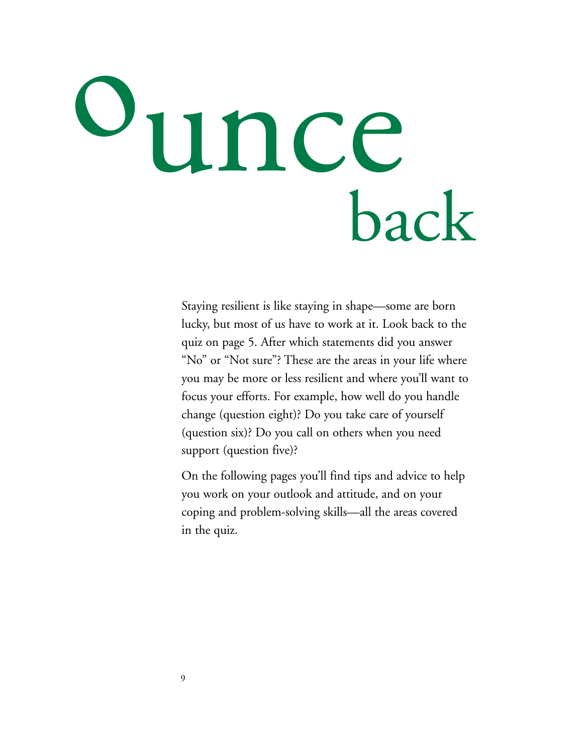# Bounce back

Staying resilient is like staying in shape—some are born lucky, but most of us have to work at it. Look back to the quiz on page 5. After which statements did you answer "No" or "Not sure"? These are the areas in your life where you may be more or less resilient and where you'll want to focus your efforts. For example, how well do you handle change (question eight)? Do you take care of yourself (question six)? Do you call on others when you need support (question five)?

On the following pages you'll find tips and advice to help you work on your outlook and attitude, and on your coping and problem-solving skills—all the areas covered in the quiz.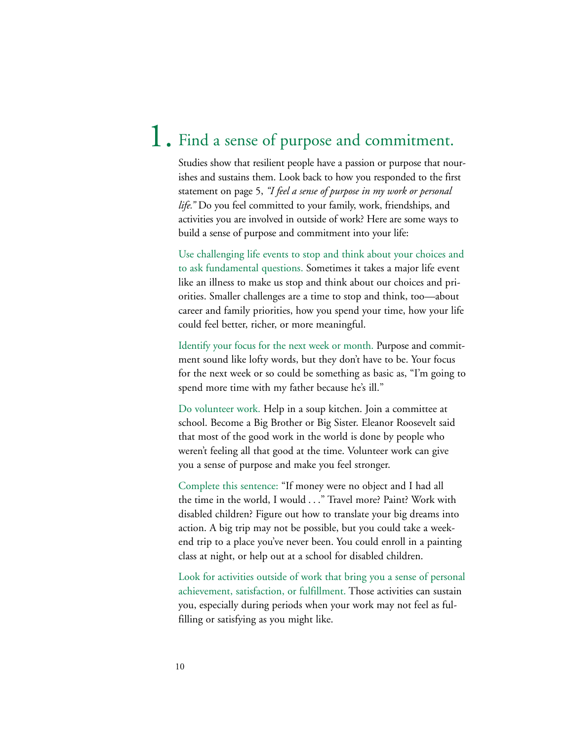# 1. Find a sense of purpose and commitment.

Studies show that resilient people have a passion or purpose that nourishes and sustains them. Look back to how you responded to the first statement on page 5, *"I feel a sense of purpose in my work or personal life."* Do you feel committed to your family, work, friendships, and activities you are involved in outside of work? Here are some ways to build a sense of purpose and commitment into your life:

**Use challenging life events to stop and think about your choices and to ask fundamental questions.** Sometimes it takes a major life event like an illness to make us stop and think about our choices and priorities. Smaller challenges are a time to stop and think, too—about career and family priorities, how you spend your time, how your life could feel better, richer, or more meaningful.

**Identify your focus for the next week or month.** Purpose and commitment sound like lofty words, but they don't have to be. Your focus for the next week or so could be something as basic as, "I'm going to spend more time with my father because he's ill."

**Do volunteer work.** Help in a soup kitchen. Join a committee at school. Become a Big Brother or Big Sister. Eleanor Roosevelt said that most of the good work in the world is done by people who weren't feeling all that good at the time. Volunteer work can give you a sense of purpose and make you feel stronger.

**Complete this sentence:** "If money were no object and I had all the time in the world, I would . . ." Travel more? Paint? Work with disabled children? Figure out how to translate your big dreams into action. A big trip may not be possible, but you could take a weekend trip to a place you've never been. You could enroll in a painting class at night, or help out at a school for disabled children.

**Look for activities outside of work that bring you a sense of personal achievement, satisfaction, or fulfillment.** Those activities can sustain you, especially during periods when your work may not feel as fulfilling or satisfying as you might like.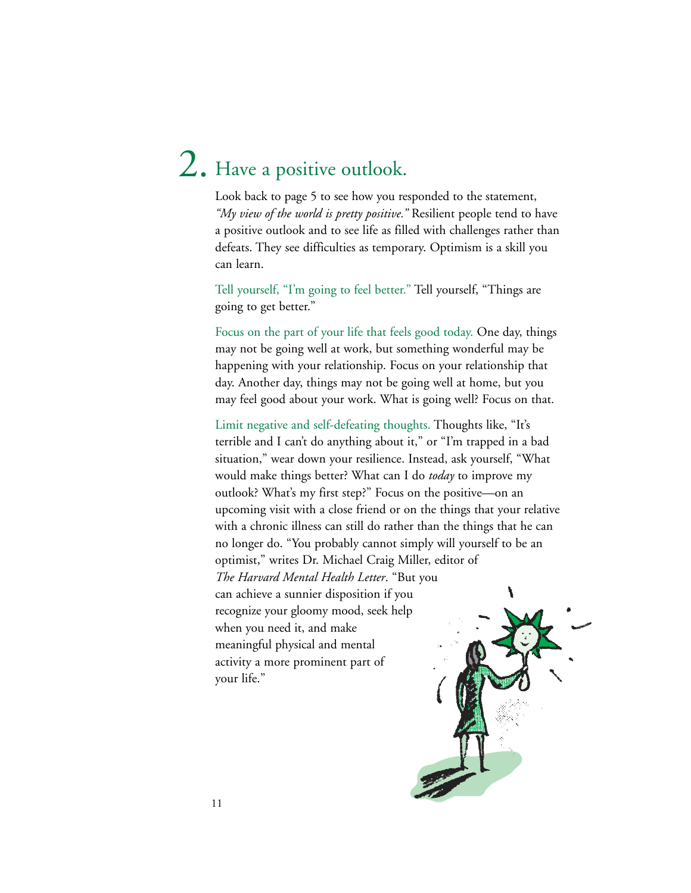## 2. Have a positive outlook.

Look back to page 5 to see how you responded to the statement, *"My view of the world is pretty positive."* Resilient people tend to have a positive outlook and to see life as filled with challenges rather than defeats. They see difficulties as temporary. Optimism is a skill you can learn.

Tell yourself, "I'm going to feel better." Tell yourself, "Things are going to get better."

Focus on the part of your life that feels good today. One day, things may not be going well at work, but something wonderful may be happening with your relationship. Focus on your relationship that day. Another day, things may not be going well at home, but you may feel good about your work. What is going well? Focus on that.

Limit negative and self-defeating thoughts. Thoughts like, "It's terrible and I can't do anything about it," or "I'm trapped in a bad situation," wear down your resilience. Instead, ask yourself, "What would make things better? What can I do *today* to improve my outlook? What's my first step?" Focus on the positive—on an upcoming visit with a close friend or on the things that your relative with a chronic illness can still do rather than the things that he can no longer do. "You probably cannot simply will yourself to be an optimist," writes Dr. Michael Craig Miller, editor of *The Harvard Mental Health Letter*. "But you can achieve a sunnier disposition if you recognize your gloomy mood, seek help when you need it, and make meaningful physical and mental activity a more prominent part of your life."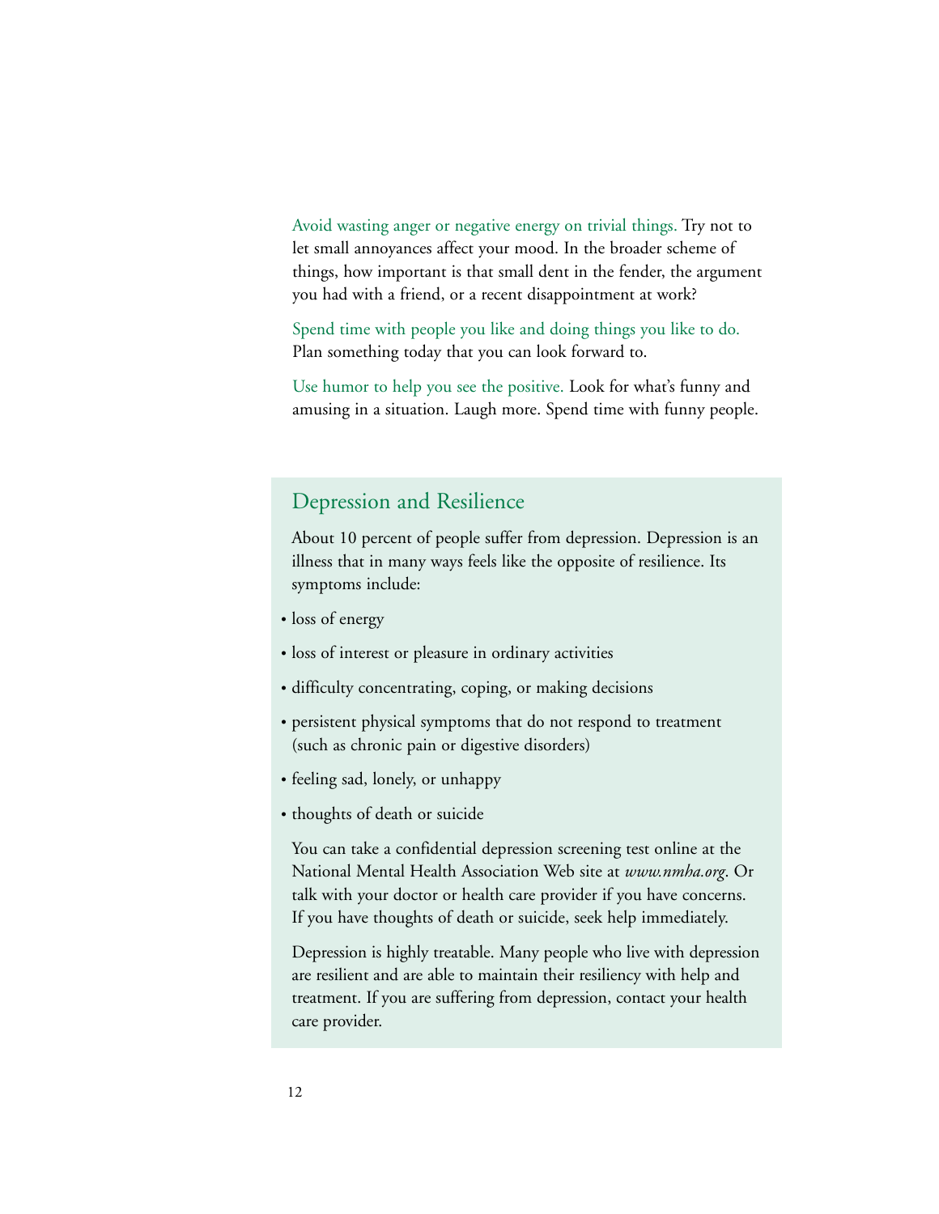Avoid wasting anger or negative energy on trivial things. Try not to let small annoyances affect your mood. In the broader scheme of things, how important is that small dent in the fender, the argument you had with a friend, or a recent disappointment at work?

Spend time with people you like and doing things you like to do. Plan something today that you can look forward to.

Use humor to help you see the positive. Look for what's funny and amusing in a situation. Laugh more. Spend time with funny people.

## Depression and Resilience

About 10 percent of people suffer from depression. Depression is an illness that in many ways feels like the opposite of resilience. Its symptoms include:

- loss of energy
- loss of interest or pleasure in ordinary activities
- difficulty concentrating, coping, or making decisions
- persistent physical symptoms that do not respond to treatment (such as chronic pain or digestive disorders)
- feeling sad, lonely, or unhappy
- thoughts of death or suicide

You can take a confidential depression screening test online at the National Mental Health Association Web site at *www.nmha.org*. Or talk with your doctor or health care provider if you have concerns. If you have thoughts of death or suicide, seek help immediately.

Depression is highly treatable. Many people who live with depression are resilient and are able to maintain their resiliency with help and treatment. If you are suffering from depression, contact your health care provider.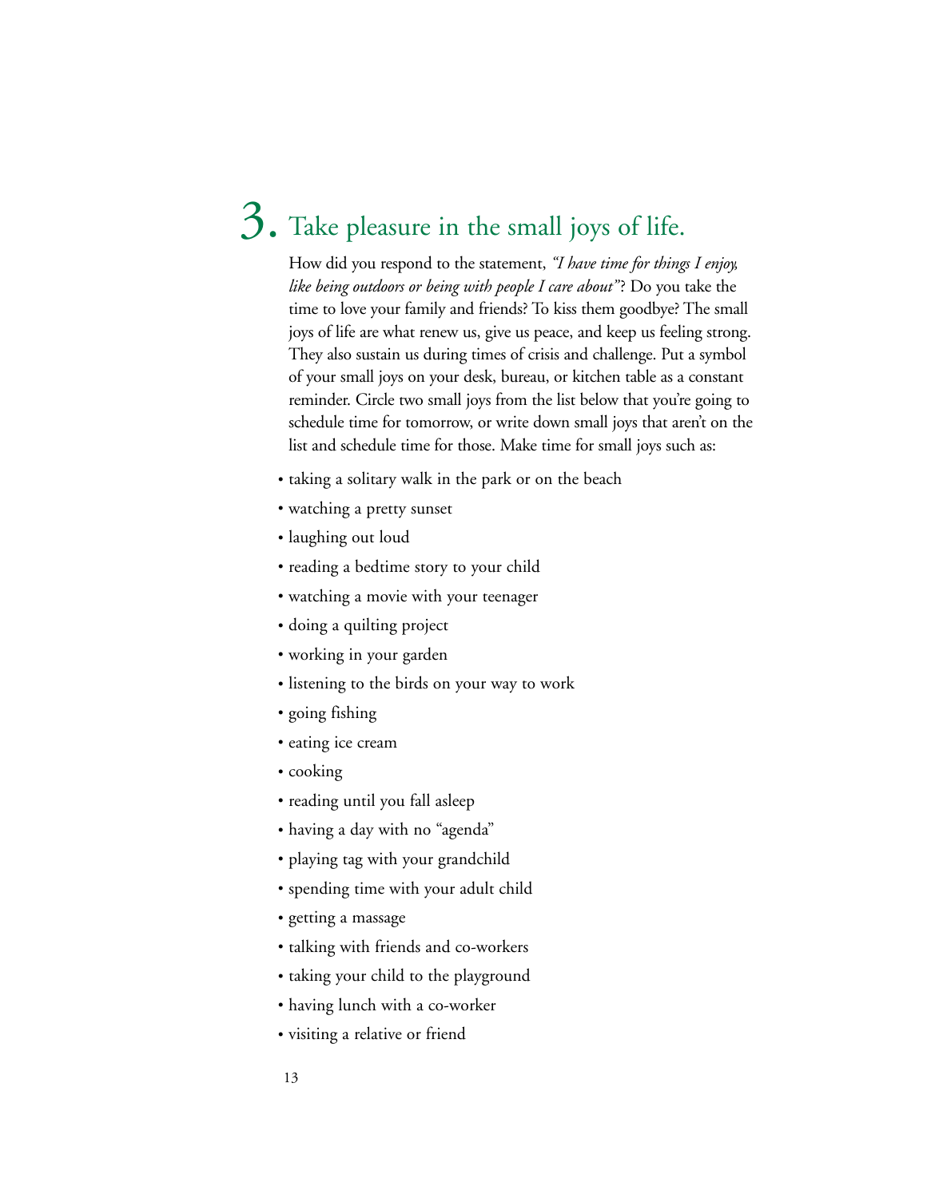## 3. Take pleasure in the small joys of life.

How did you respond to the statement, *"I have time for things I enjoy, like being outdoors or being with people I care about"*? Do you take the time to love your family and friends? To kiss them goodbye? The small joys of life are what renew us, give us peace, and keep us feeling strong. They also sustain us during times of crisis and challenge. Put a symbol of your small joys on your desk, bureau, or kitchen table as a constant reminder. Circle two small joys from the list below that you're going to schedule time for tomorrow, or write down small joys that aren't on the list and schedule time for those. Make time for small joys such as:

- taking a solitary walk in the park or on the beach
- watching a pretty sunset
- laughing out loud
- reading a bedtime story to your child
- watching a movie with your teenager
- doing a quilting project
- working in your garden
- listening to the birds on your way to work
- going fishing
- eating ice cream
- cooking
- reading until you fall asleep
- having a day with no "agenda"
- playing tag with your grandchild
- spending time with your adult child
- getting a massage
- talking with friends and co-workers
- taking your child to the playground
- having lunch with a co-worker
- visiting a relative or friend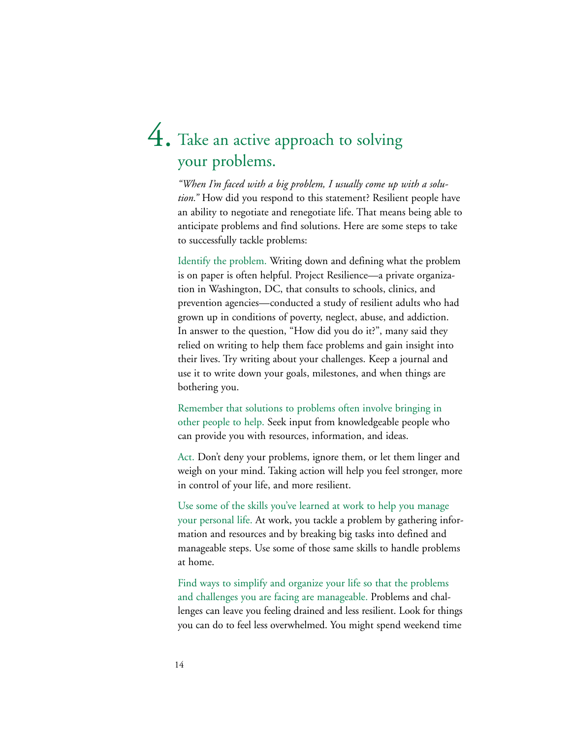# 4. Take an active approach to solving your problems.

*"When I'm faced with a big problem, I usually come up with a solution."* How did you respond to this statement? Resilient people have an ability to negotiate and renegotiate life. That means being able to anticipate problems and find solutions. Here are some steps to take to successfully tackle problems:

**Identify the problem.** Writing down and defining what the problem is on paper is often helpful. Project Resilience—a private organization in Washington, DC, that consults to schools, clinics, and prevention agencies—conducted a study of resilient adults who had grown up in conditions of poverty, neglect, abuse, and addiction. In answer to the question, "How did you do it?", many said they relied on writing to help them face problems and gain insight into their lives. Try writing about your challenges. Keep a journal and use it to write down your goals, milestones, and when things are bothering you.

**Remember that solutions to problems often involve bringing in other people to help.** Seek input from knowledgeable people who can provide you with resources, information, and ideas.

**Act.** Don't deny your problems, ignore them, or let them linger and weigh on your mind. Taking action will help you feel stronger, more in control of your life, and more resilient.

**Use some of the skills you've learned at work to help you manage your personal life.** At work, you tackle a problem by gathering information and resources and by breaking big tasks into defined and manageable steps. Use some of those same skills to handle problems at home.

**Find ways to simplify and organize your life so that the problems and challenges you are facing are manageable.** Problems and challenges can leave you feeling drained and less resilient. Look for things you can do to feel less overwhelmed. You might spend weekend time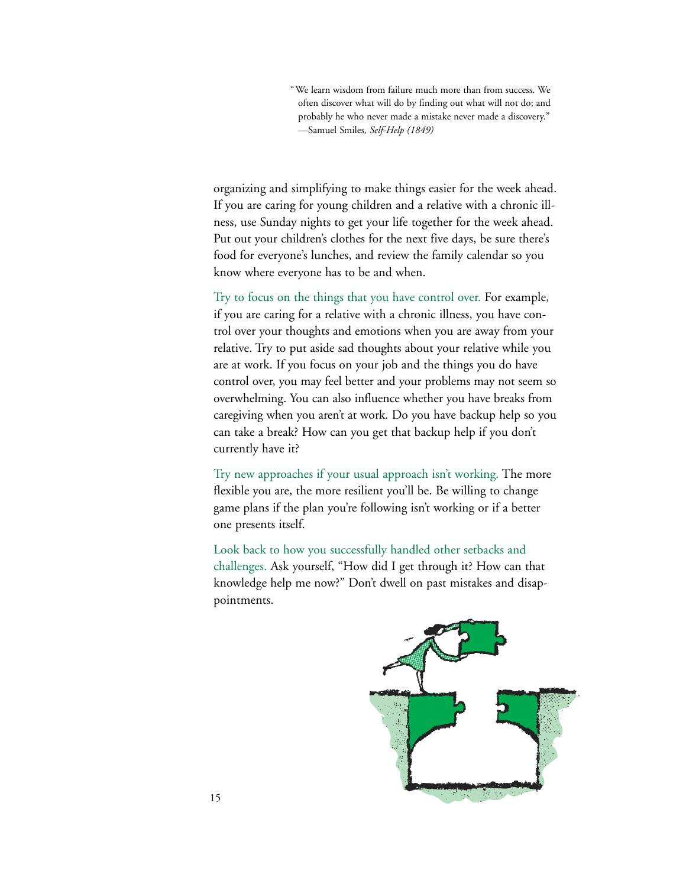> "We learn wisdom from failure much more than from success. We often discover what will do by finding out what will not do; and probably he who never made a mistake never made a discovery."
> —Samuel Smiles, *Self-Help (1849)*

organizing and simplifying to make things easier for the week ahead. If you are caring for young children and a relative with a chronic illness, use Sunday nights to get your life together for the week ahead. Put out your children's clothes for the next five days, be sure there's food for everyone's lunches, and review the family calendar so you know where everyone has to be and when.

Try to focus on the things that you have control over. For example, if you are caring for a relative with a chronic illness, you have control over your thoughts and emotions when you are away from your relative. Try to put aside sad thoughts about your relative while you are at work. If you focus on your job and the things you do have control over, you may feel better and your problems may not seem so overwhelming. You can also influence whether you have breaks from caregiving when you aren't at work. Do you have backup help so you can take a break? How can you get that backup help if you don't currently have it?

Try new approaches if your usual approach isn't working. The more flexible you are, the more resilient you'll be. Be willing to change game plans if the plan you're following isn't working or if a better one presents itself.

Look back to how you successfully handled other setbacks and challenges. Ask yourself, "How did I get through it? How can that knowledge help me now?" Don't dwell on past mistakes and disappointments.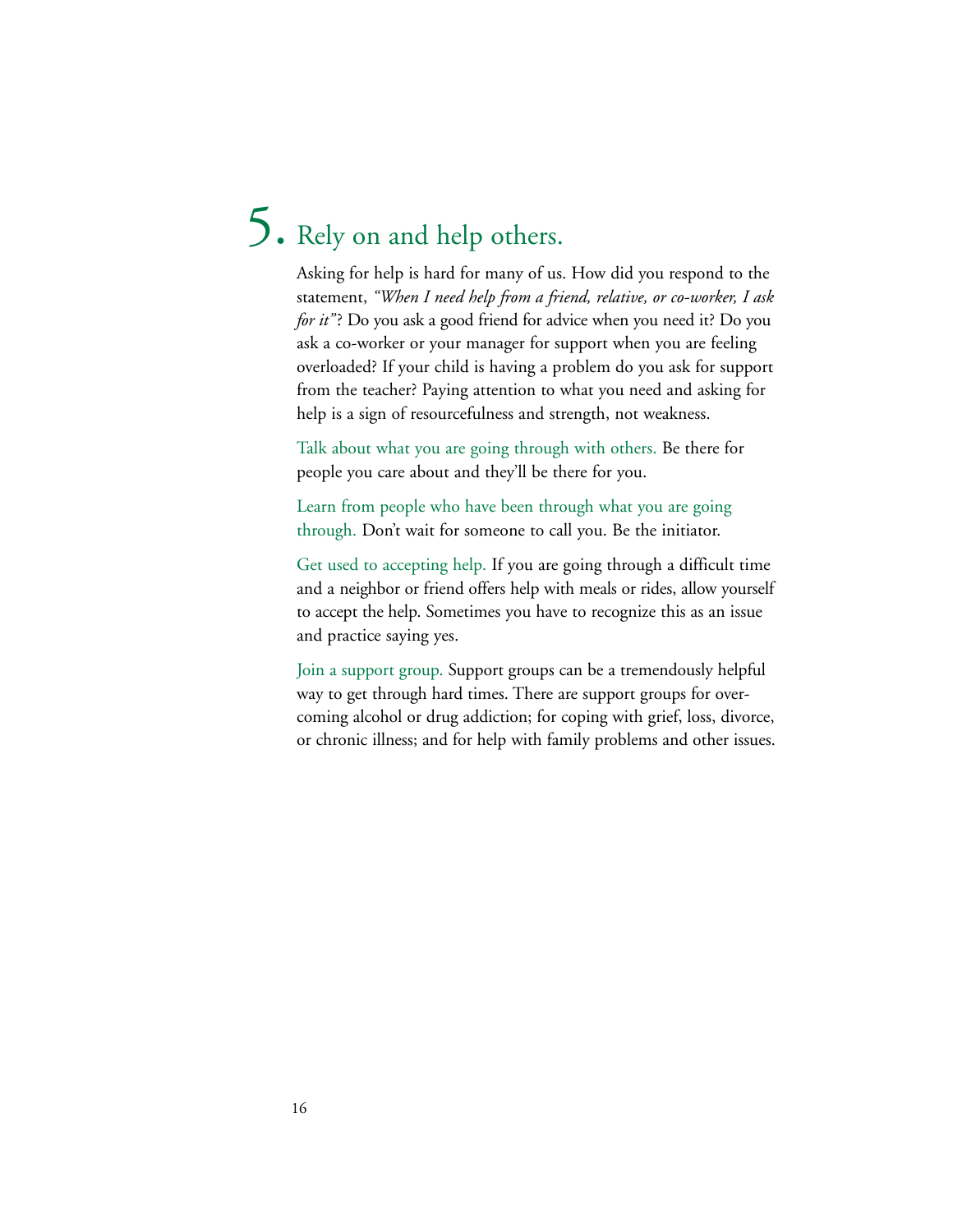# 5. Rely on and help others.

Asking for help is hard for many of us. How did you respond to the statement, *"When I need help from a friend, relative, or co-worker, I ask for it"*? Do you ask a good friend for advice when you need it? Do you ask a co-worker or your manager for support when you are feeling overloaded? If your child is having a problem do you ask for support from the teacher? Paying attention to what you need and asking for help is a sign of resourcefulness and strength, not weakness.

**Talk about what you are going through with others.** Be there for people you care about and they'll be there for you.

**Learn from people who have been through what you are going through.** Don't wait for someone to call you. Be the initiator.

**Get used to accepting help.** If you are going through a difficult time and a neighbor or friend offers help with meals or rides, allow yourself to accept the help. Sometimes you have to recognize this as an issue and practice saying yes.

**Join a support group.** Support groups can be a tremendously helpful way to get through hard times. There are support groups for overcoming alcohol or drug addiction; for coping with grief, loss, divorce, or chronic illness; and for help with family problems and other issues.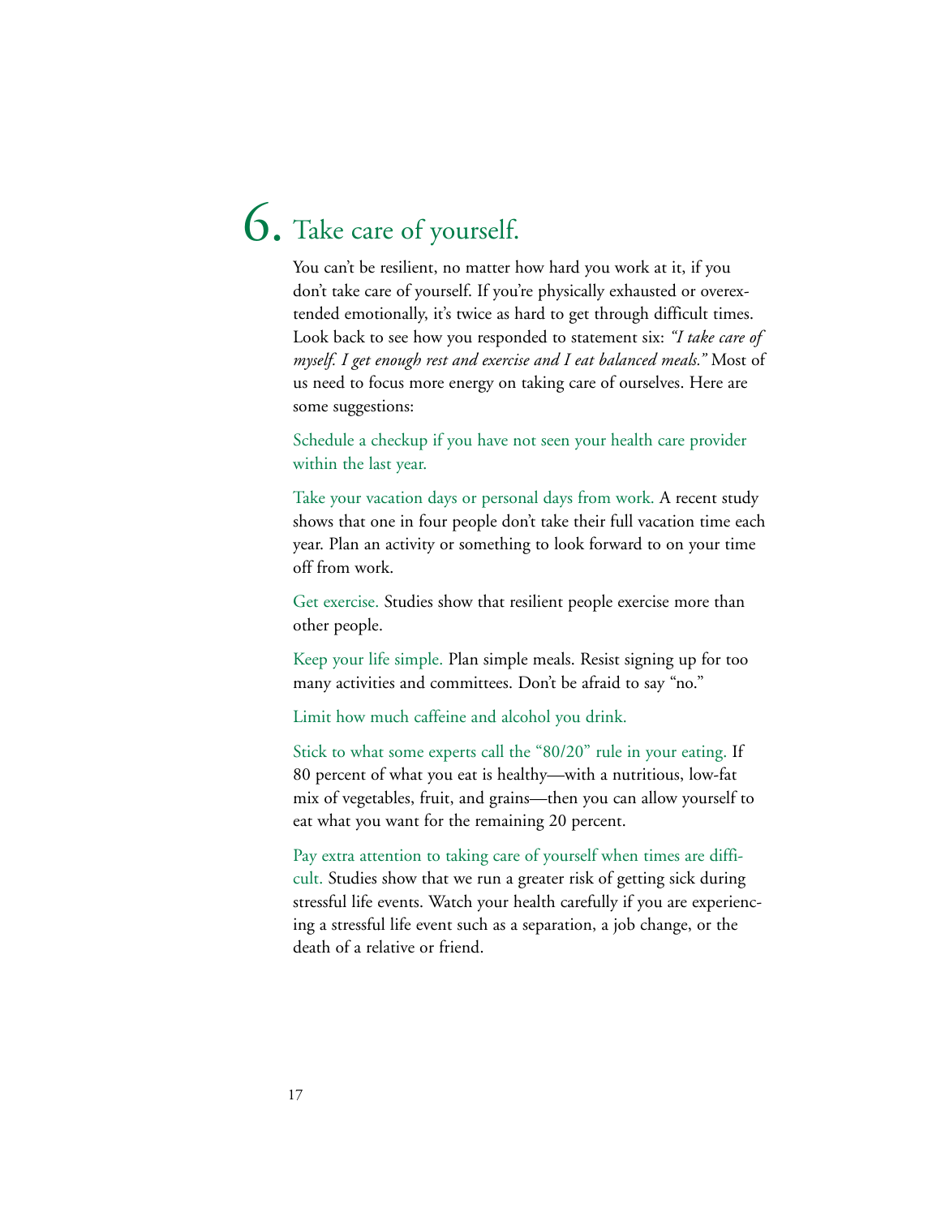# 6. Take care of yourself.

You can't be resilient, no matter how hard you work at it, if you don't take care of yourself. If you're physically exhausted or overextended emotionally, it's twice as hard to get through difficult times. Look back to see how you responded to statement six: *"I take care of myself. I get enough rest and exercise and I eat balanced meals."* Most of us need to focus more energy on taking care of ourselves. Here are some suggestions:

**Schedule a checkup if you have not seen your health care provider within the last year.**

**Take your vacation days or personal days from work.** A recent study shows that one in four people don't take their full vacation time each year. Plan an activity or something to look forward to on your time off from work.

**Get exercise.** Studies show that resilient people exercise more than other people.

**Keep your life simple.** Plan simple meals. Resist signing up for too many activities and committees. Don't be afraid to say "no."

**Limit how much caffeine and alcohol you drink.**

**Stick to what some experts call the "80/20" rule in your eating.** If 80 percent of what you eat is healthy—with a nutritious, low-fat mix of vegetables, fruit, and grains—then you can allow yourself to eat what you want for the remaining 20 percent.

**Pay extra attention to taking care of yourself when times are difficult.** Studies show that we run a greater risk of getting sick during stressful life events. Watch your health carefully if you are experiencing a stressful life event such as a separation, a job change, or the death of a relative or friend.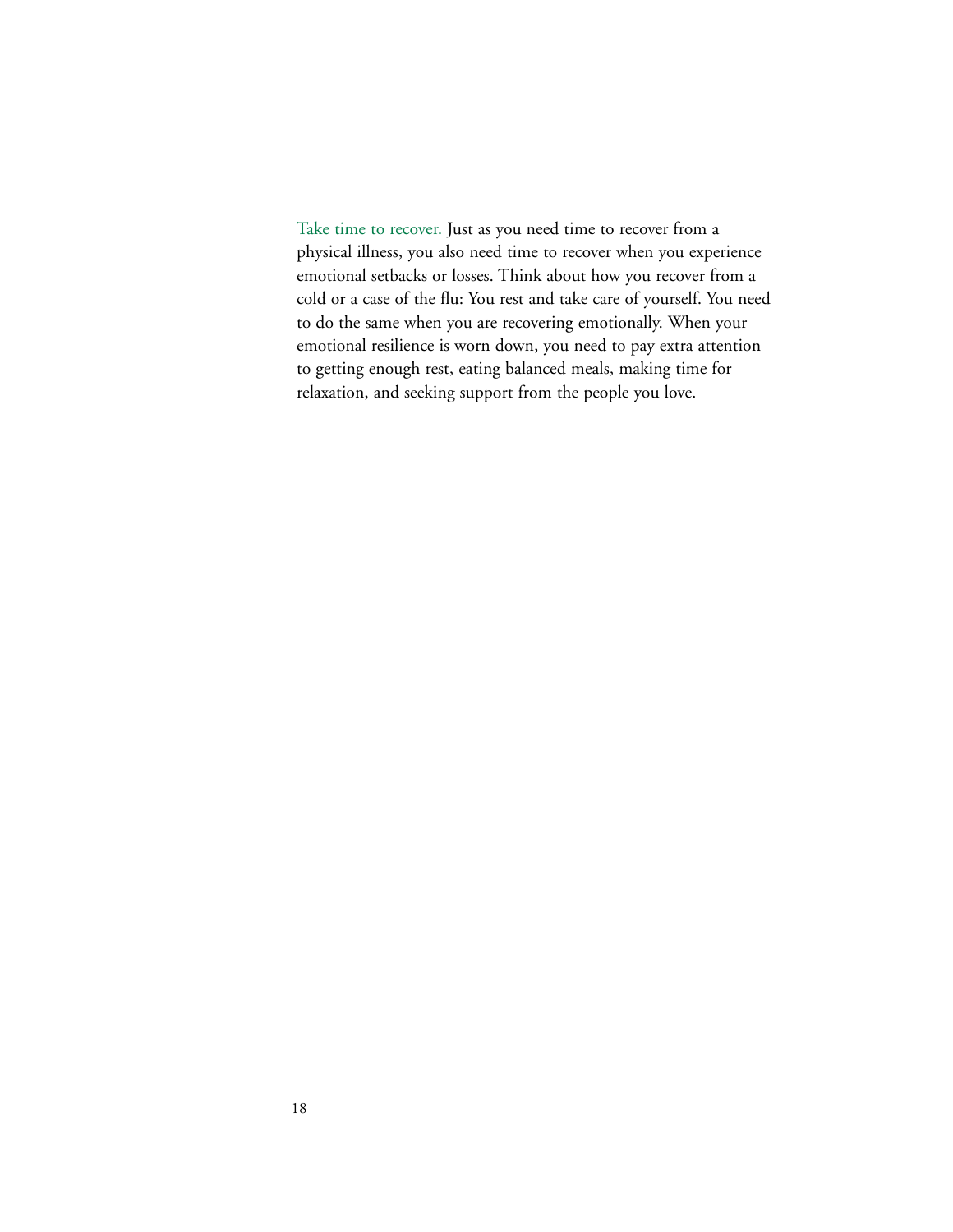**Take time to recover.** Just as you need time to recover from a physical illness, you also need time to recover when you experience emotional setbacks or losses. Think about how you recover from a cold or a case of the flu: You rest and take care of yourself. You need to do the same when you are recovering emotionally. When your emotional resilience is worn down, you need to pay extra attention to getting enough rest, eating balanced meals, making time for relaxation, and seeking support from the people you love.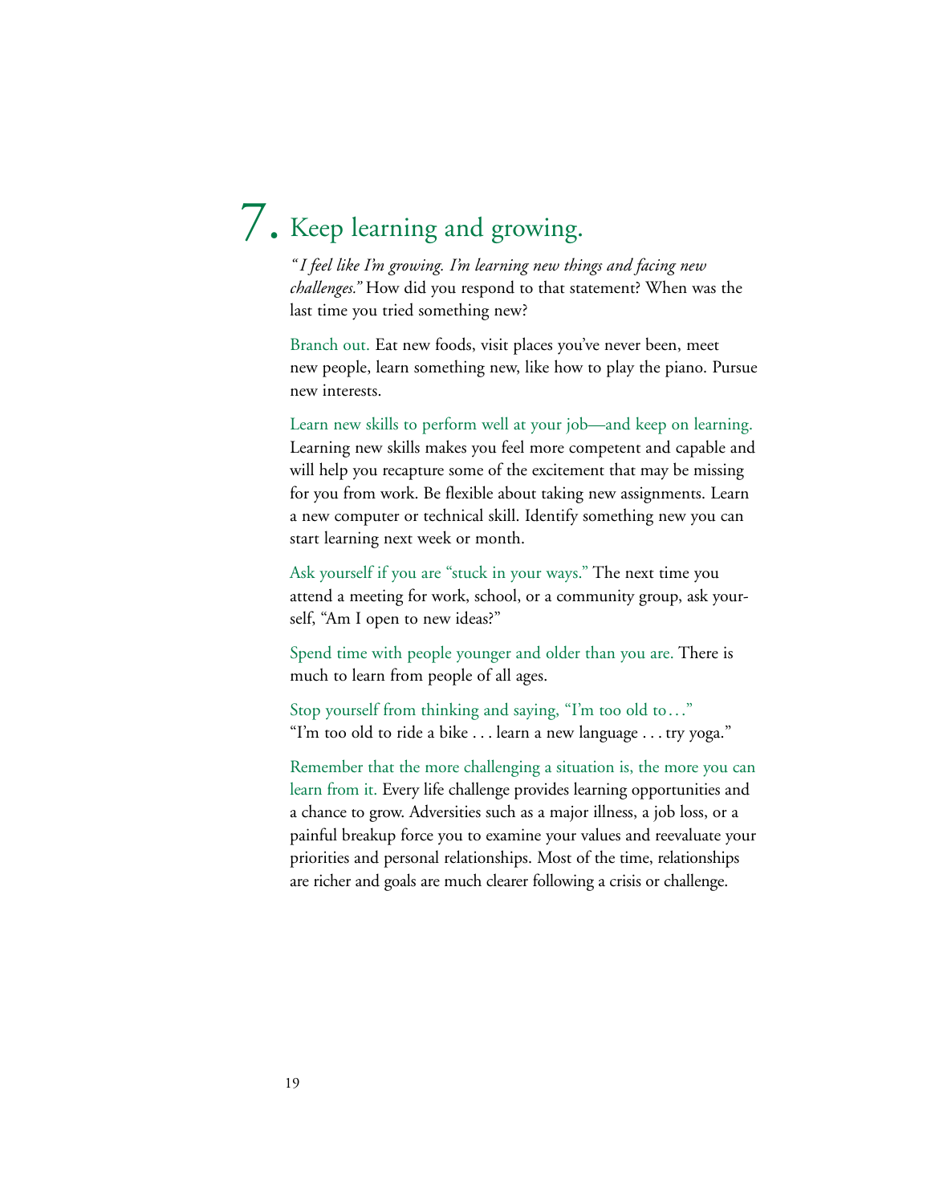## 7. Keep learning and growing.

*"I feel like I'm growing. I'm learning new things and facing new challenges."* How did you respond to that statement? When was the last time you tried something new?

Branch out. Eat new foods, visit places you've never been, meet new people, learn something new, like how to play the piano. Pursue new interests.

Learn new skills to perform well at your job—and keep on learning. Learning new skills makes you feel more competent and capable and will help you recapture some of the excitement that may be missing for you from work. Be flexible about taking new assignments. Learn a new computer or technical skill. Identify something new you can start learning next week or month.

Ask yourself if you are "stuck in your ways." The next time you attend a meeting for work, school, or a community group, ask yourself, "Am I open to new ideas?"

Spend time with people younger and older than you are. There is much to learn from people of all ages.

Stop yourself from thinking and saying, "I'm too old to…" "I'm too old to ride a bike . . . learn a new language . . . try yoga."

Remember that the more challenging a situation is, the more you can learn from it. Every life challenge provides learning opportunities and a chance to grow. Adversities such as a major illness, a job loss, or a painful breakup force you to examine your values and reevaluate your priorities and personal relationships. Most of the time, relationships are richer and goals are much clearer following a crisis or challenge.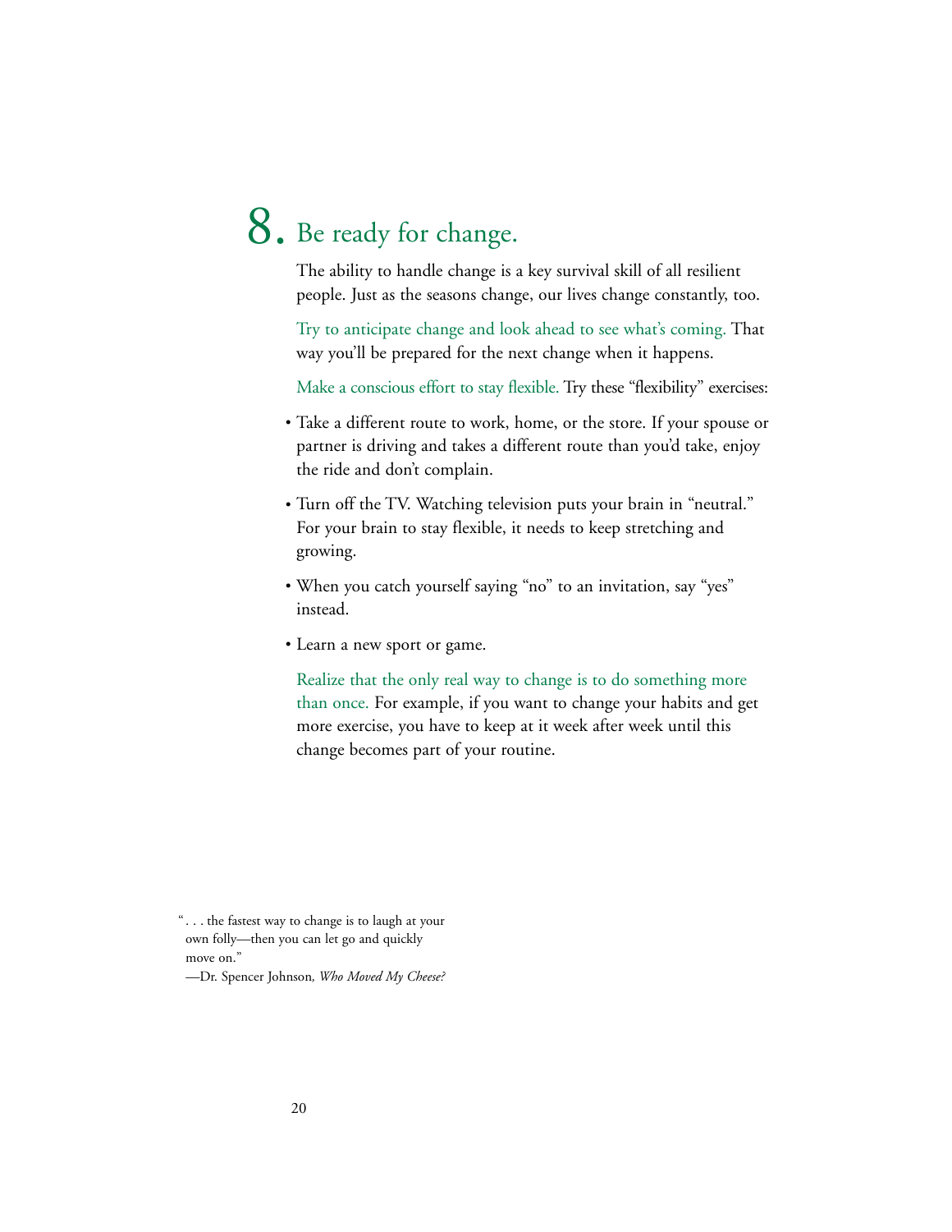## 8. Be ready for change.

The ability to handle change is a key survival skill of all resilient people. Just as the seasons change, our lives change constantly, too.

Try to anticipate change and look ahead to see what's coming. That way you'll be prepared for the next change when it happens.

Make a conscious effort to stay flexible. Try these "flexibility" exercises:

- Take a different route to work, home, or the store. If your spouse or partner is driving and takes a different route than you'd take, enjoy the ride and don't complain.
- Turn off the TV. Watching television puts your brain in "neutral." For your brain to stay flexible, it needs to keep stretching and growing.
- When you catch yourself saying "no" to an invitation, say "yes" instead.
- Learn a new sport or game.

Realize that the only real way to change is to do something more than once. For example, if you want to change your habits and get more exercise, you have to keep at it week after week until this change becomes part of your routine.

"... the fastest way to change is to laugh at your own folly—then you can let go and quickly move on."
—Dr. Spencer Johnson, *Who Moved My Cheese?*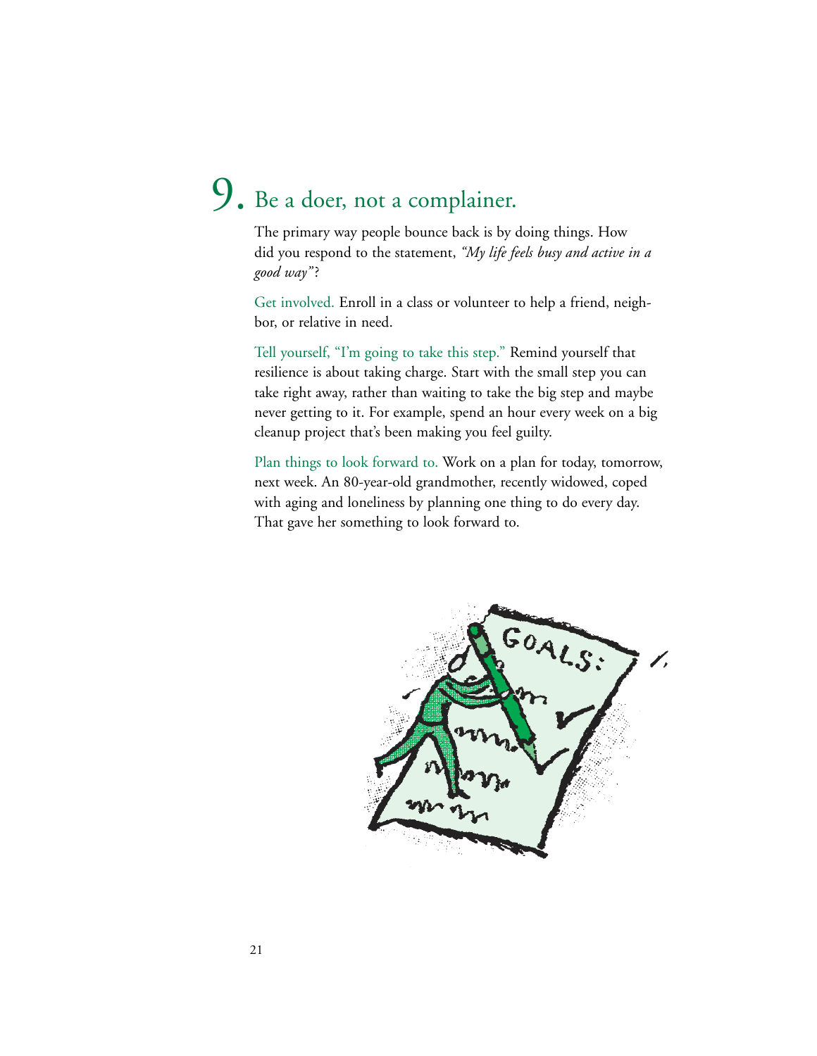# 9. Be a doer, not a complainer.

The primary way people bounce back is by doing things. How did you respond to the statement, *"My life feels busy and active in a good way"*?

Get involved. Enroll in a class or volunteer to help a friend, neighbor, or relative in need.

Tell yourself, "I'm going to take this step." Remind yourself that resilience is about taking charge. Start with the small step you can take right away, rather than waiting to take the big step and maybe never getting to it. For example, spend an hour every week on a big cleanup project that's been making you feel guilty.

Plan things to look forward to. Work on a plan for today, tomorrow, next week. An 80-year-old grandmother, recently widowed, coped with aging and loneliness by planning one thing to do every day. That gave her something to look forward to.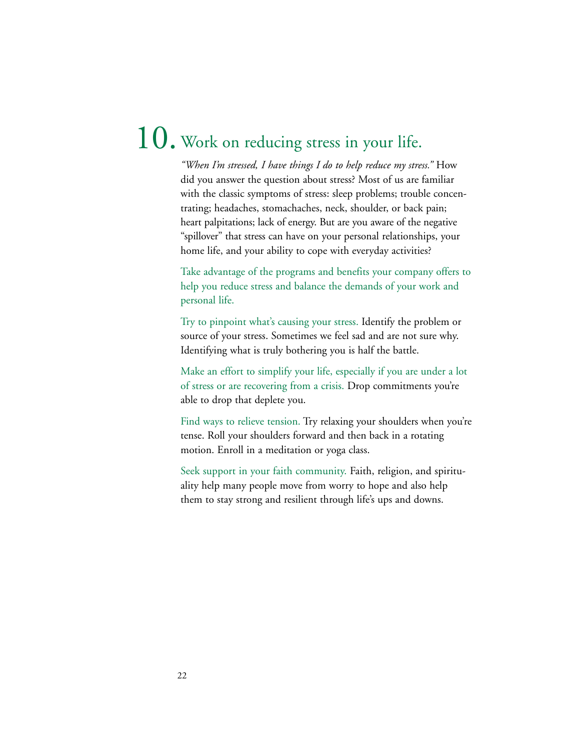## 10. Work on reducing stress in your life.

*"When I'm stressed, I have things I do to help reduce my stress."* How did you answer the question about stress? Most of us are familiar with the classic symptoms of stress: sleep problems; trouble concentrating; headaches, stomachaches, neck, shoulder, or back pain; heart palpitations; lack of energy. But are you aware of the negative "spillover" that stress can have on your personal relationships, your home life, and your ability to cope with everyday activities?

Take advantage of the programs and benefits your company offers to help you reduce stress and balance the demands of your work and personal life.

Try to pinpoint what's causing your stress. Identify the problem or source of your stress. Sometimes we feel sad and are not sure why. Identifying what is truly bothering you is half the battle.

Make an effort to simplify your life, especially if you are under a lot of stress or are recovering from a crisis. Drop commitments you're able to drop that deplete you.

Find ways to relieve tension. Try relaxing your shoulders when you're tense. Roll your shoulders forward and then back in a rotating motion. Enroll in a meditation or yoga class.

Seek support in your faith community. Faith, religion, and spirituality help many people move from worry to hope and also help them to stay strong and resilient through life's ups and downs.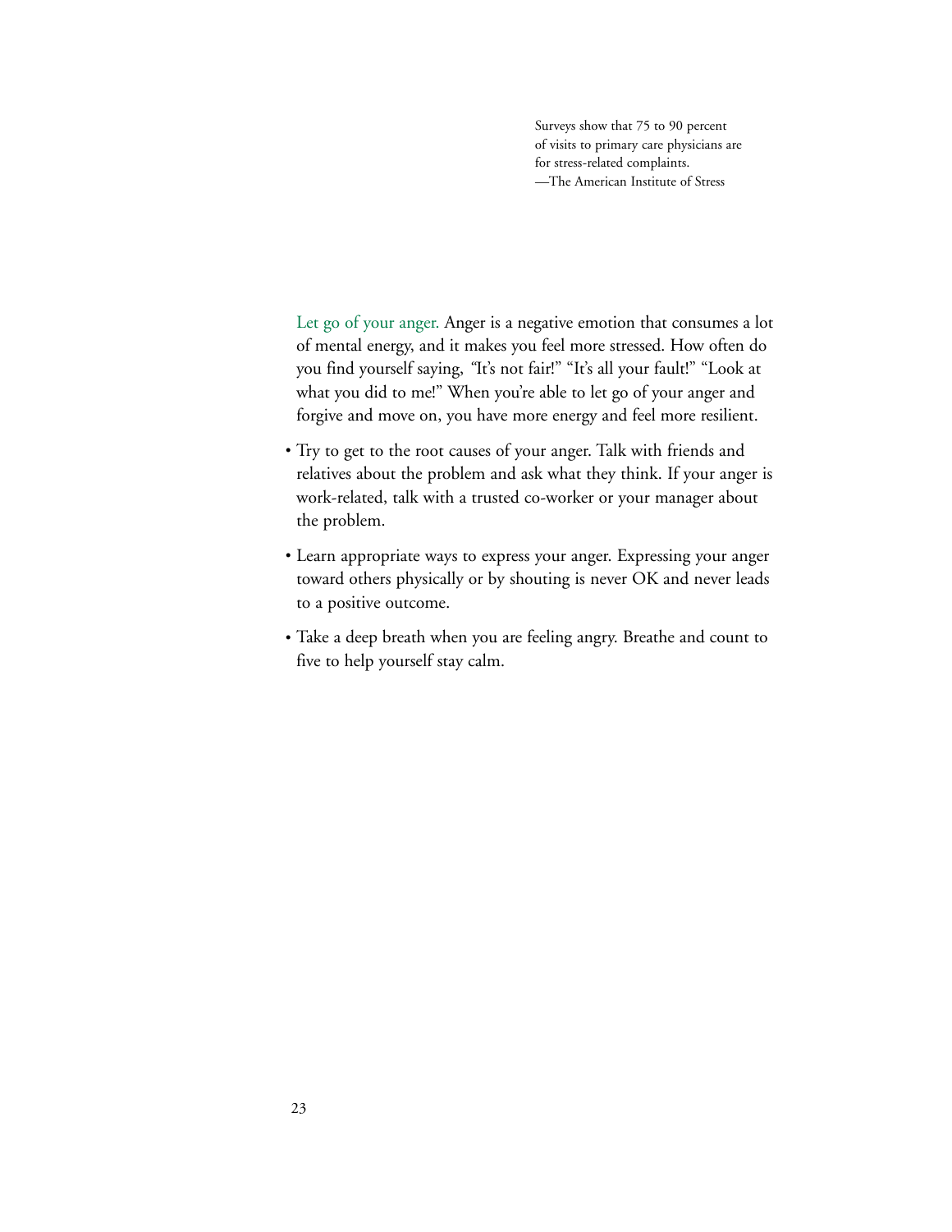Surveys show that 75 to 90 percent of visits to primary care physicians are for stress-related complaints.
—The American Institute of Stress

**Let go of your anger.** Anger is a negative emotion that consumes a lot of mental energy, and it makes you feel more stressed. How often do you find yourself saying, "It's not fair!" "It's all your fault!" "Look at what you did to me!" When you're able to let go of your anger and forgive and move on, you have more energy and feel more resilient.

- Try to get to the root causes of your anger. Talk with friends and relatives about the problem and ask what they think. If your anger is work-related, talk with a trusted co-worker or your manager about the problem.
- Learn appropriate ways to express your anger. Expressing your anger toward others physically or by shouting is never OK and never leads to a positive outcome.
- Take a deep breath when you are feeling angry. Breathe and count to five to help yourself stay calm.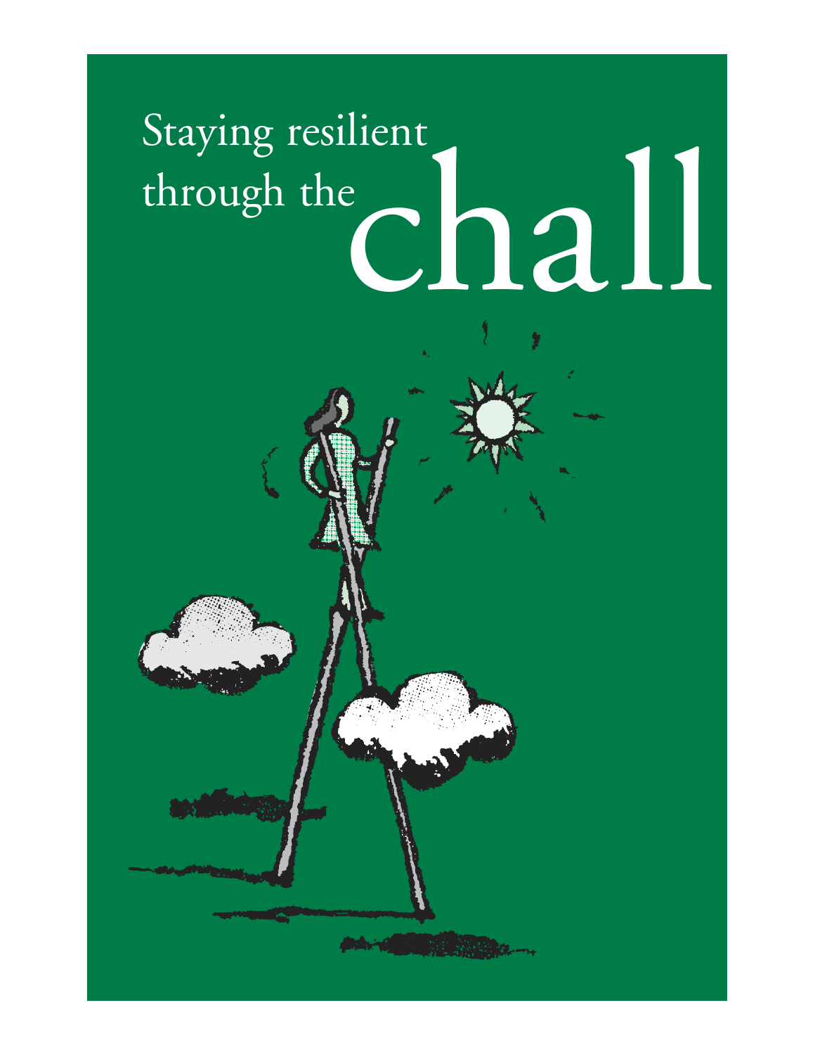# Staying resilient through the chall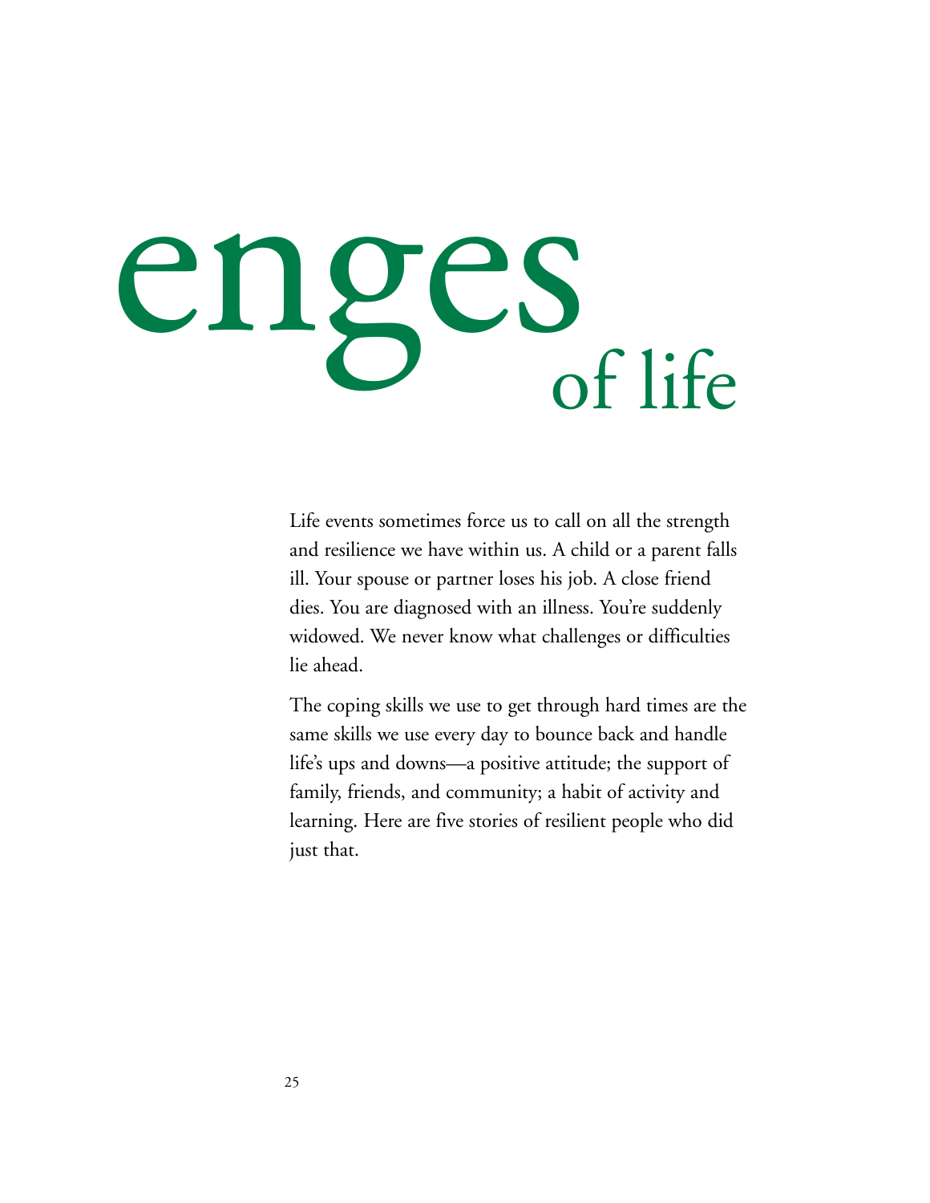# enges of life

Life events sometimes force us to call on all the strength and resilience we have within us. A child or a parent falls ill. Your spouse or partner loses his job. A close friend dies. You are diagnosed with an illness. You're suddenly widowed. We never know what challenges or difficulties lie ahead.

The coping skills we use to get through hard times are the same skills we use every day to bounce back and handle life's ups and downs—a positive attitude; the support of family, friends, and community; a habit of activity and learning. Here are five stories of resilient people who did just that.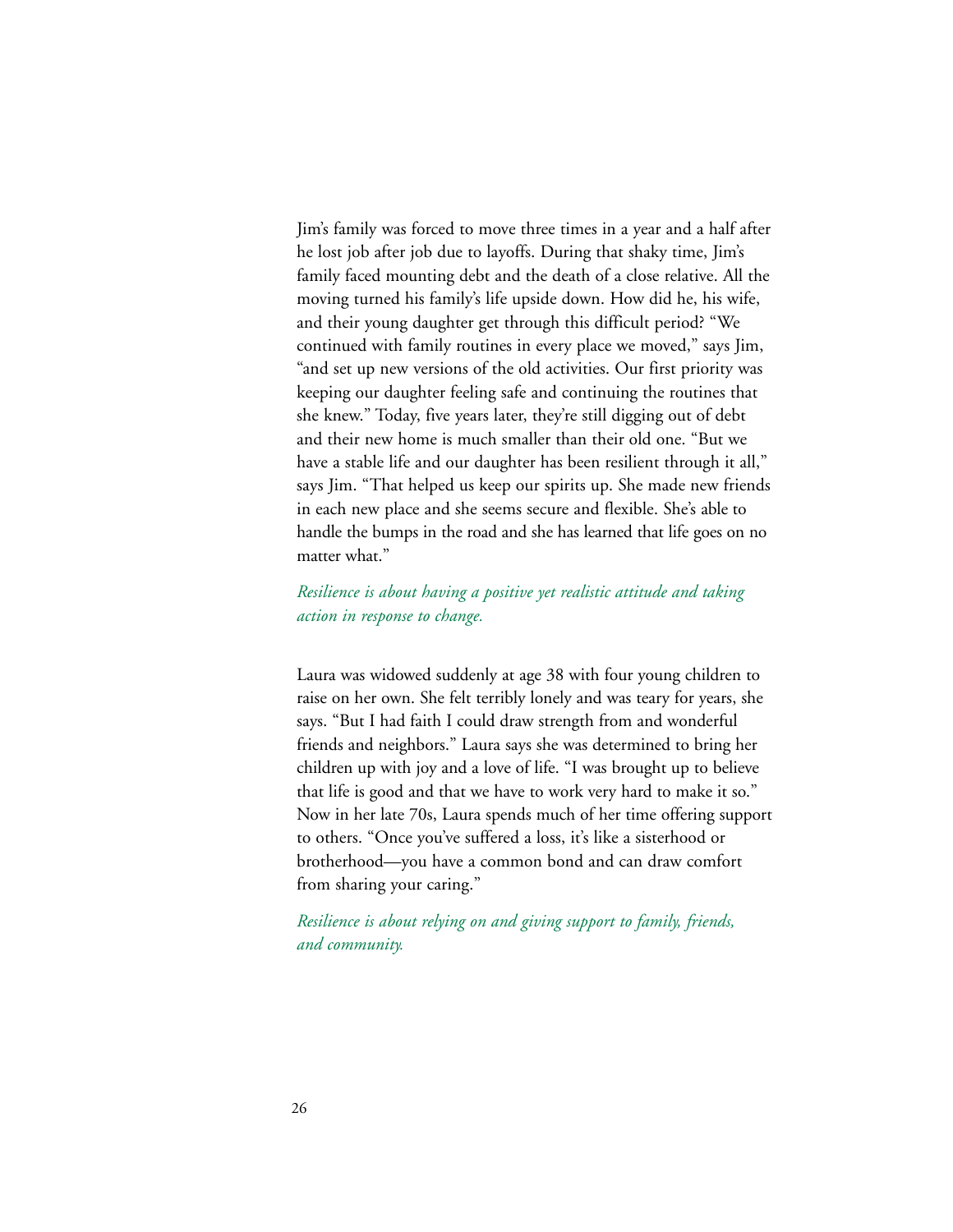Jim's family was forced to move three times in a year and a half after he lost job after job due to layoffs. During that shaky time, Jim's family faced mounting debt and the death of a close relative. All the moving turned his family's life upside down. How did he, his wife, and their young daughter get through this difficult period? "We continued with family routines in every place we moved," says Jim, "and set up new versions of the old activities. Our first priority was keeping our daughter feeling safe and continuing the routines that she knew." Today, five years later, they're still digging out of debt and their new home is much smaller than their old one. "But we have a stable life and our daughter has been resilient through it all," says Jim. "That helped us keep our spirits up. She made new friends in each new place and she seems secure and flexible. She's able to handle the bumps in the road and she has learned that life goes on no matter what."

*Resilience is about having a positive yet realistic attitude and taking action in response to change.*

Laura was widowed suddenly at age 38 with four young children to raise on her own. She felt terribly lonely and was teary for years, she says. "But I had faith I could draw strength from and wonderful friends and neighbors." Laura says she was determined to bring her children up with joy and a love of life. "I was brought up to believe that life is good and that we have to work very hard to make it so." Now in her late 70s, Laura spends much of her time offering support to others. "Once you've suffered a loss, it's like a sisterhood or brotherhood—you have a common bond and can draw comfort from sharing your caring."

*Resilience is about relying on and giving support to family, friends, and community.*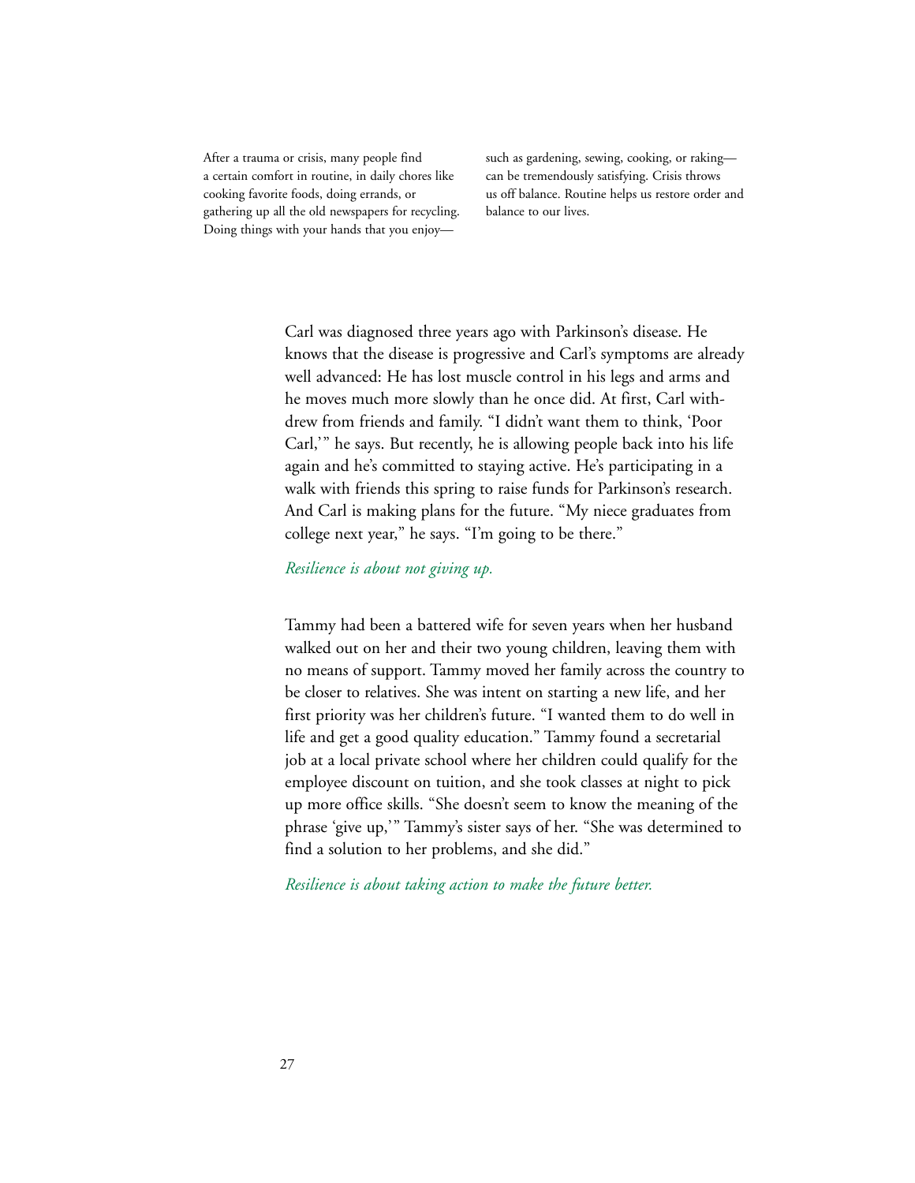After a trauma or crisis, many people find a certain comfort in routine, in daily chores like cooking favorite foods, doing errands, or gathering up all the old newspapers for recycling. Doing things with your hands that you enjoy—such as gardening, sewing, cooking, or raking—can be tremendously satisfying. Crisis throws us off balance. Routine helps us restore order and balance to our lives.

Carl was diagnosed three years ago with Parkinson's disease. He knows that the disease is progressive and Carl's symptoms are already well advanced: He has lost muscle control in his legs and arms and he moves much more slowly than he once did. At first, Carl withdrew from friends and family. "I didn't want them to think, 'Poor Carl,'" he says. But recently, he is allowing people back into his life again and he's committed to staying active. He's participating in a walk with friends this spring to raise funds for Parkinson's research. And Carl is making plans for the future. "My niece graduates from college next year," he says. "I'm going to be there."

*Resilience is about not giving up.*

Tammy had been a battered wife for seven years when her husband walked out on her and their two young children, leaving them with no means of support. Tammy moved her family across the country to be closer to relatives. She was intent on starting a new life, and her first priority was her children's future. "I wanted them to do well in life and get a good quality education." Tammy found a secretarial job at a local private school where her children could qualify for the employee discount on tuition, and she took classes at night to pick up more office skills. "She doesn't seem to know the meaning of the phrase 'give up,'" Tammy's sister says of her. "She was determined to find a solution to her problems, and she did."

*Resilience is about taking action to make the future better.*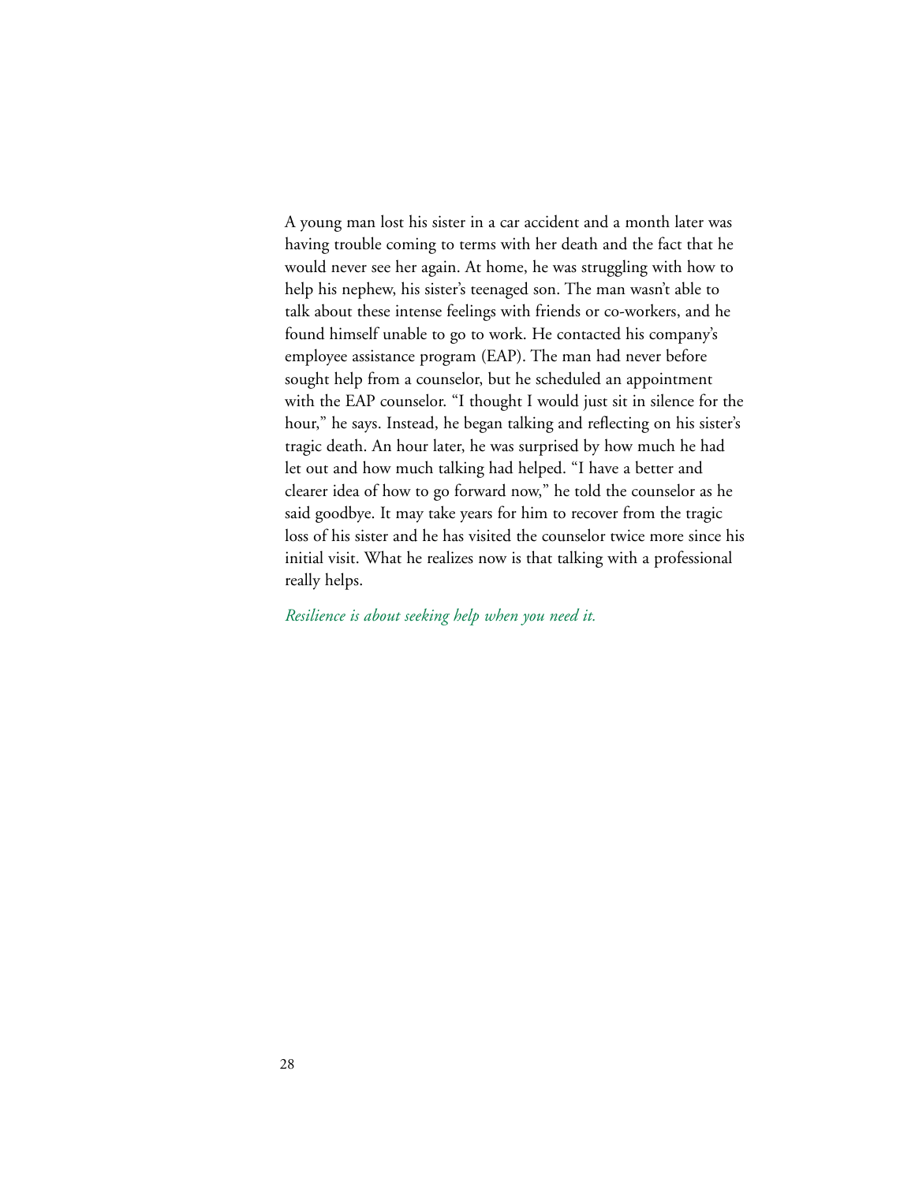A young man lost his sister in a car accident and a month later was having trouble coming to terms with her death and the fact that he would never see her again. At home, he was struggling with how to help his nephew, his sister's teenaged son. The man wasn't able to talk about these intense feelings with friends or co-workers, and he found himself unable to go to work. He contacted his company's employee assistance program (EAP). The man had never before sought help from a counselor, but he scheduled an appointment with the EAP counselor. "I thought I would just sit in silence for the hour," he says. Instead, he began talking and reflecting on his sister's tragic death. An hour later, he was surprised by how much he had let out and how much talking had helped. "I have a better and clearer idea of how to go forward now," he told the counselor as he said goodbye. It may take years for him to recover from the tragic loss of his sister and he has visited the counselor twice more since his initial visit. What he realizes now is that talking with a professional really helps.

*Resilience is about seeking help when you need it.*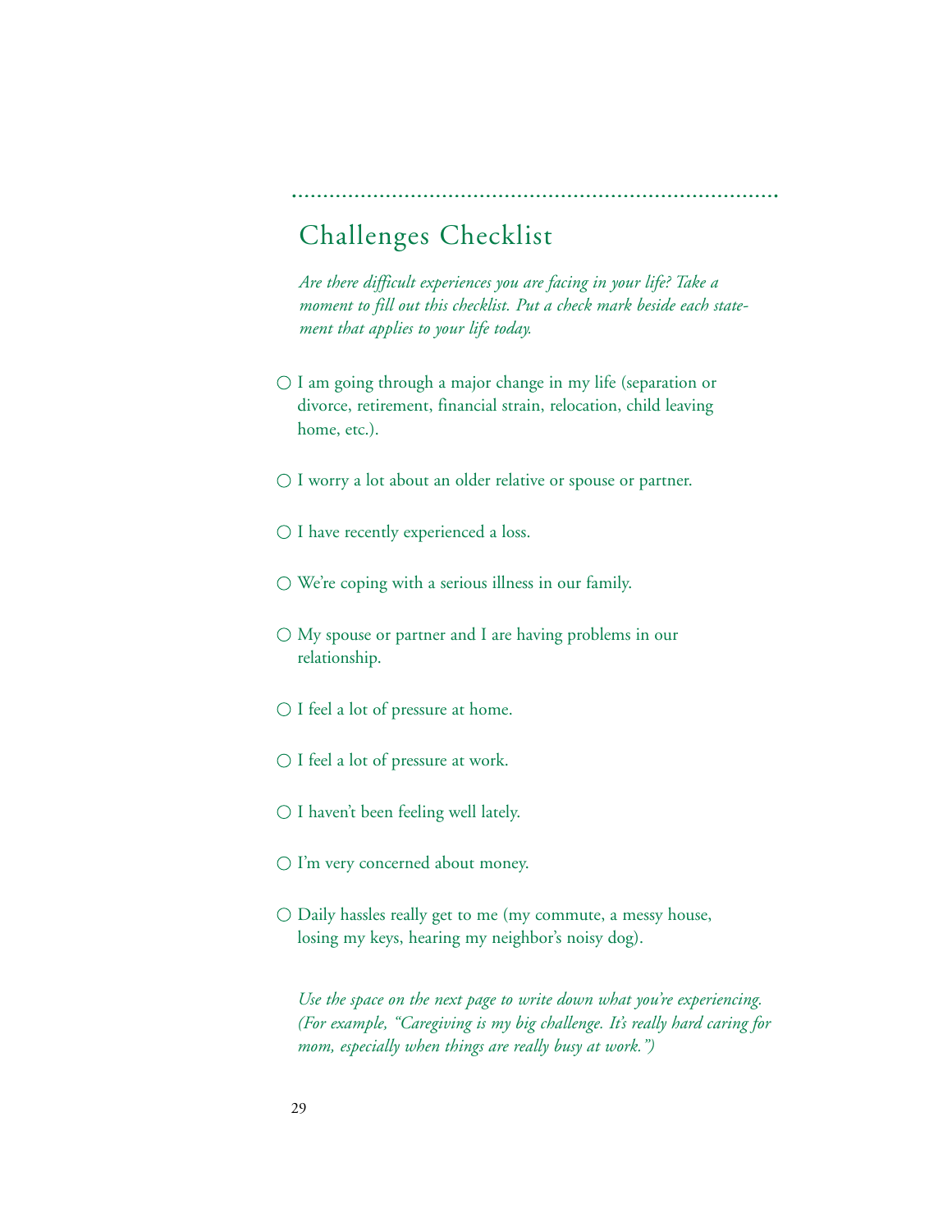## Challenges Checklist

*Are there difficult experiences you are facing in your life? Take a moment to fill out this checklist. Put a check mark beside each statement that applies to your life today.*

○ I am going through a major change in my life (separation or divorce, retirement, financial strain, relocation, child leaving home, etc.).

○ I worry a lot about an older relative or spouse or partner.

○ I have recently experienced a loss.

○ We're coping with a serious illness in our family.

○ My spouse or partner and I are having problems in our relationship.

○ I feel a lot of pressure at home.

○ I feel a lot of pressure at work.

○ I haven't been feeling well lately.

○ I'm very concerned about money.

○ Daily hassles really get to me (my commute, a messy house, losing my keys, hearing my neighbor's noisy dog).

*Use the space on the next page to write down what you're experiencing. (For example, "Caregiving is my big challenge. It's really hard caring for mom, especially when things are really busy at work.")*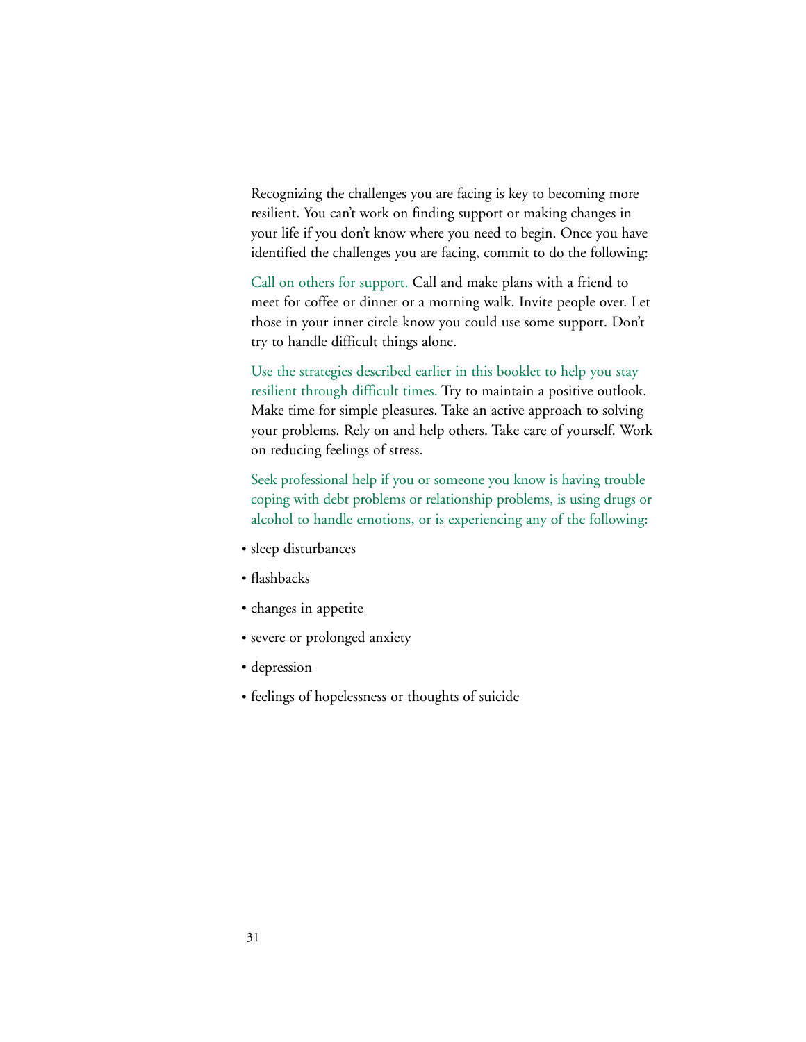Recognizing the challenges you are facing is key to becoming more resilient. You can't work on finding support or making changes in your life if you don't know where you need to begin. Once you have identified the challenges you are facing, commit to do the following:

**Call on others for support.** Call and make plans with a friend to meet for coffee or dinner or a morning walk. Invite people over. Let those in your inner circle know you could use some support. Don't try to handle difficult things alone.

**Use the strategies described earlier in this booklet to help you stay resilient through difficult times.** Try to maintain a positive outlook. Make time for simple pleasures. Take an active approach to solving your problems. Rely on and help others. Take care of yourself. Work on reducing feelings of stress.

**Seek professional help if you or someone you know is having trouble coping with debt problems or relationship problems, is using drugs or alcohol to handle emotions, or is experiencing any of the following:**

- sleep disturbances
- flashbacks
- changes in appetite
- severe or prolonged anxiety
- depression
- feelings of hopelessness or thoughts of suicide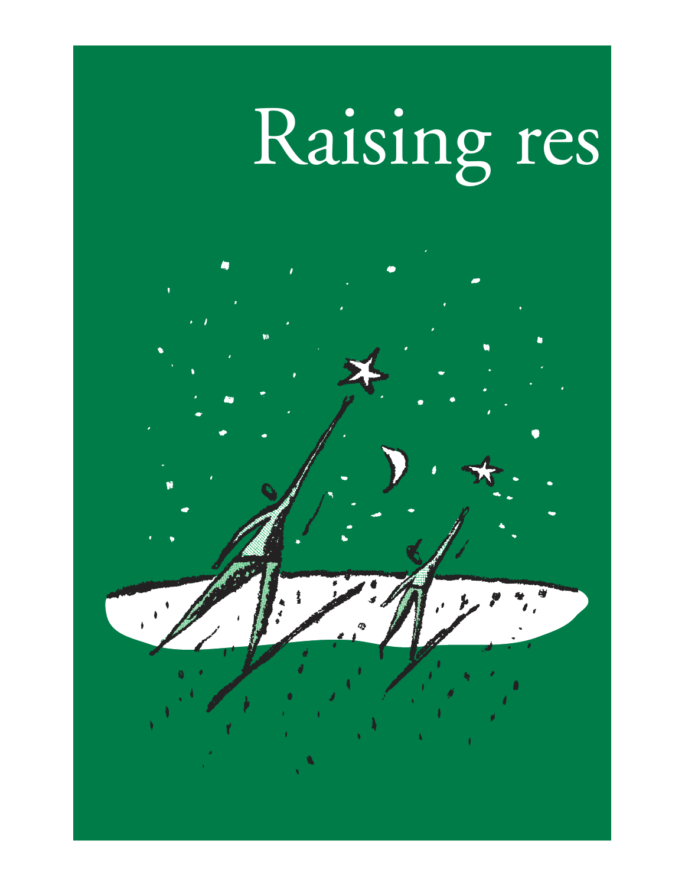# Raising res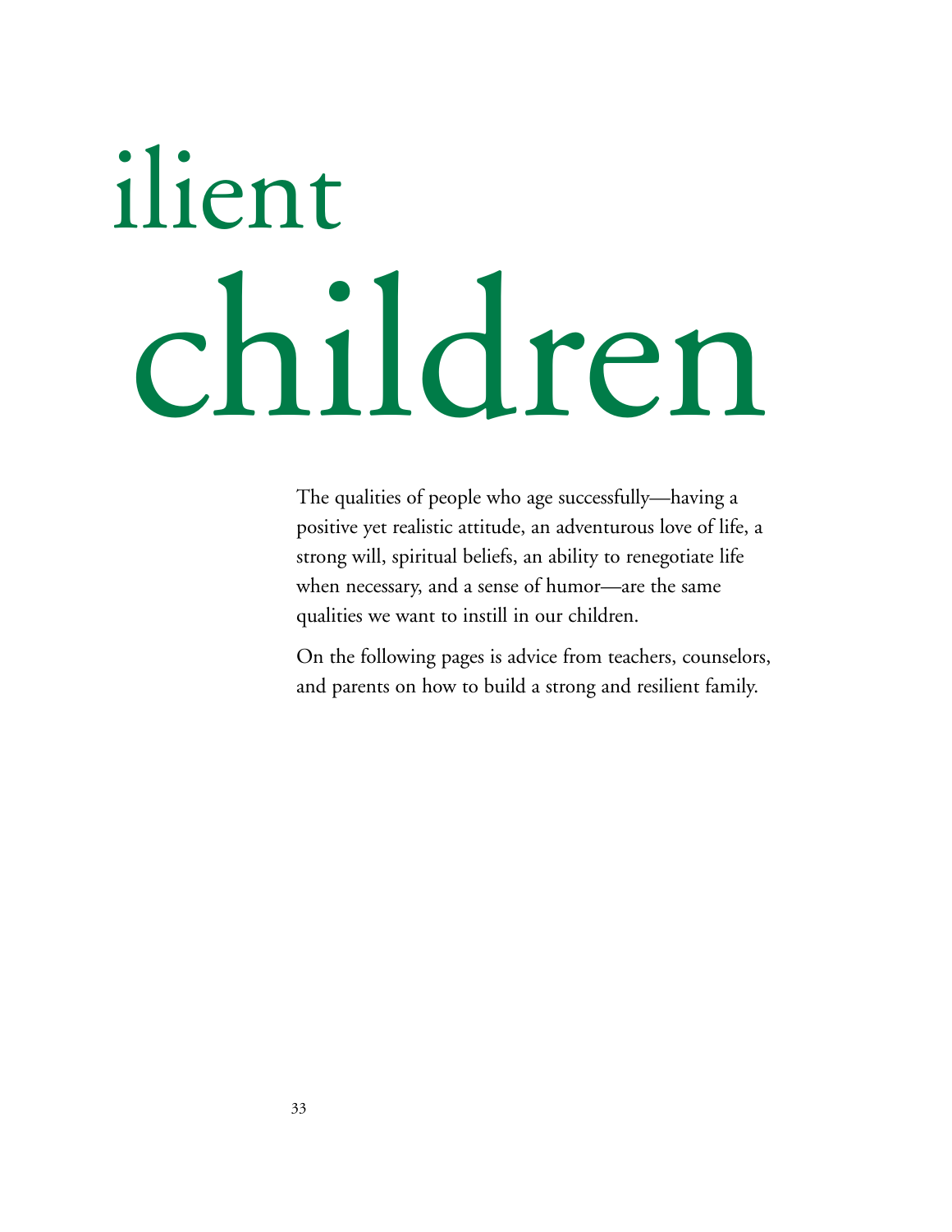# ilient children

The qualities of people who age successfully—having a positive yet realistic attitude, an adventurous love of life, a strong will, spiritual beliefs, an ability to renegotiate life when necessary, and a sense of humor—are the same qualities we want to instill in our children.

On the following pages is advice from teachers, counselors, and parents on how to build a strong and resilient family.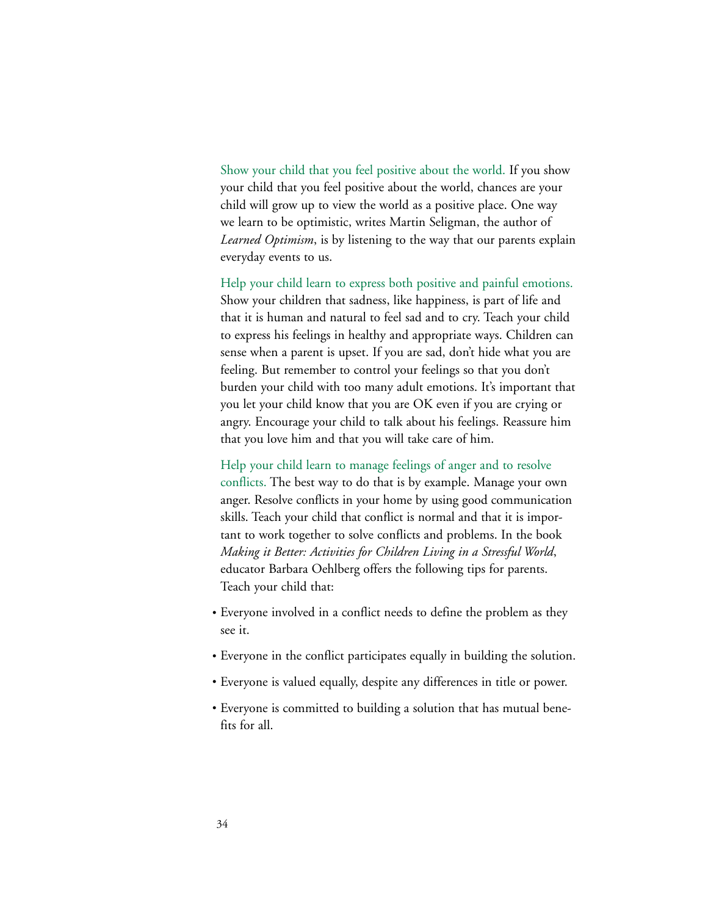**Show your child that you feel positive about the world.** If you show your child that you feel positive about the world, chances are your child will grow up to view the world as a positive place. One way we learn to be optimistic, writes Martin Seligman, the author of *Learned Optimism*, is by listening to the way that our parents explain everyday events to us.

**Help your child learn to express both positive and painful emotions.** Show your children that sadness, like happiness, is part of life and that it is human and natural to feel sad and to cry. Teach your child to express his feelings in healthy and appropriate ways. Children can sense when a parent is upset. If you are sad, don't hide what you are feeling. But remember to control your feelings so that you don't burden your child with too many adult emotions. It's important that you let your child know that you are OK even if you are crying or angry. Encourage your child to talk about his feelings. Reassure him that you love him and that you will take care of him.

**Help your child learn to manage feelings of anger and to resolve conflicts.** The best way to do that is by example. Manage your own anger. Resolve conflicts in your home by using good communication skills. Teach your child that conflict is normal and that it is important to work together to solve conflicts and problems. In the book *Making it Better: Activities for Children Living in a Stressful World*, educator Barbara Oehlberg offers the following tips for parents. Teach your child that:

- Everyone involved in a conflict needs to define the problem as they see it.
- Everyone in the conflict participates equally in building the solution.
- Everyone is valued equally, despite any differences in title or power.
- Everyone is committed to building a solution that has mutual benefits for all.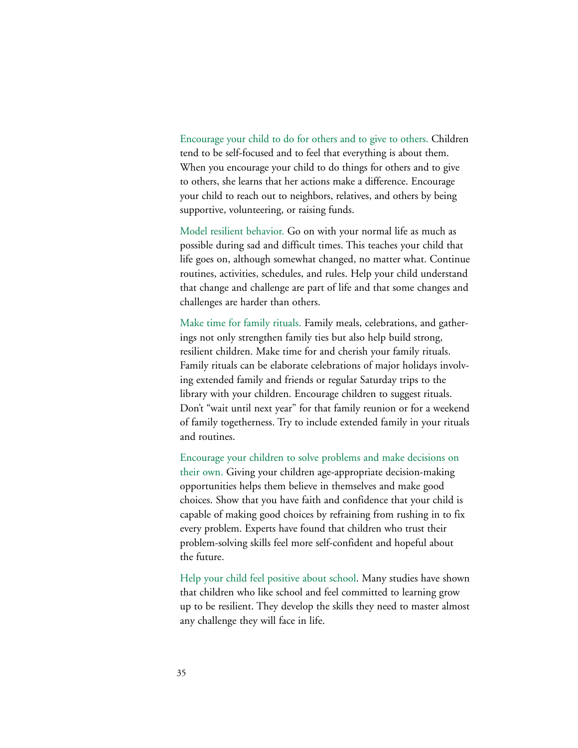**Encourage your child to do for others and to give to others.** Children tend to be self-focused and to feel that everything is about them. When you encourage your child to do things for others and to give to others, she learns that her actions make a difference. Encourage your child to reach out to neighbors, relatives, and others by being supportive, volunteering, or raising funds.

**Model resilient behavior.** Go on with your normal life as much as possible during sad and difficult times. This teaches your child that life goes on, although somewhat changed, no matter what. Continue routines, activities, schedules, and rules. Help your child understand that change and challenge are part of life and that some changes and challenges are harder than others.

**Make time for family rituals.** Family meals, celebrations, and gatherings not only strengthen family ties but also help build strong, resilient children. Make time for and cherish your family rituals. Family rituals can be elaborate celebrations of major holidays involving extended family and friends or regular Saturday trips to the library with your children. Encourage children to suggest rituals. Don't "wait until next year" for that family reunion or for a weekend of family togetherness. Try to include extended family in your rituals and routines.

**Encourage your children to solve problems and make decisions on their own.** Giving your children age-appropriate decision-making opportunities helps them believe in themselves and make good choices. Show that you have faith and confidence that your child is capable of making good choices by refraining from rushing in to fix every problem. Experts have found that children who trust their problem-solving skills feel more self-confident and hopeful about the future.

**Help your child feel positive about school**. Many studies have shown that children who like school and feel committed to learning grow up to be resilient. They develop the skills they need to master almost any challenge they will face in life.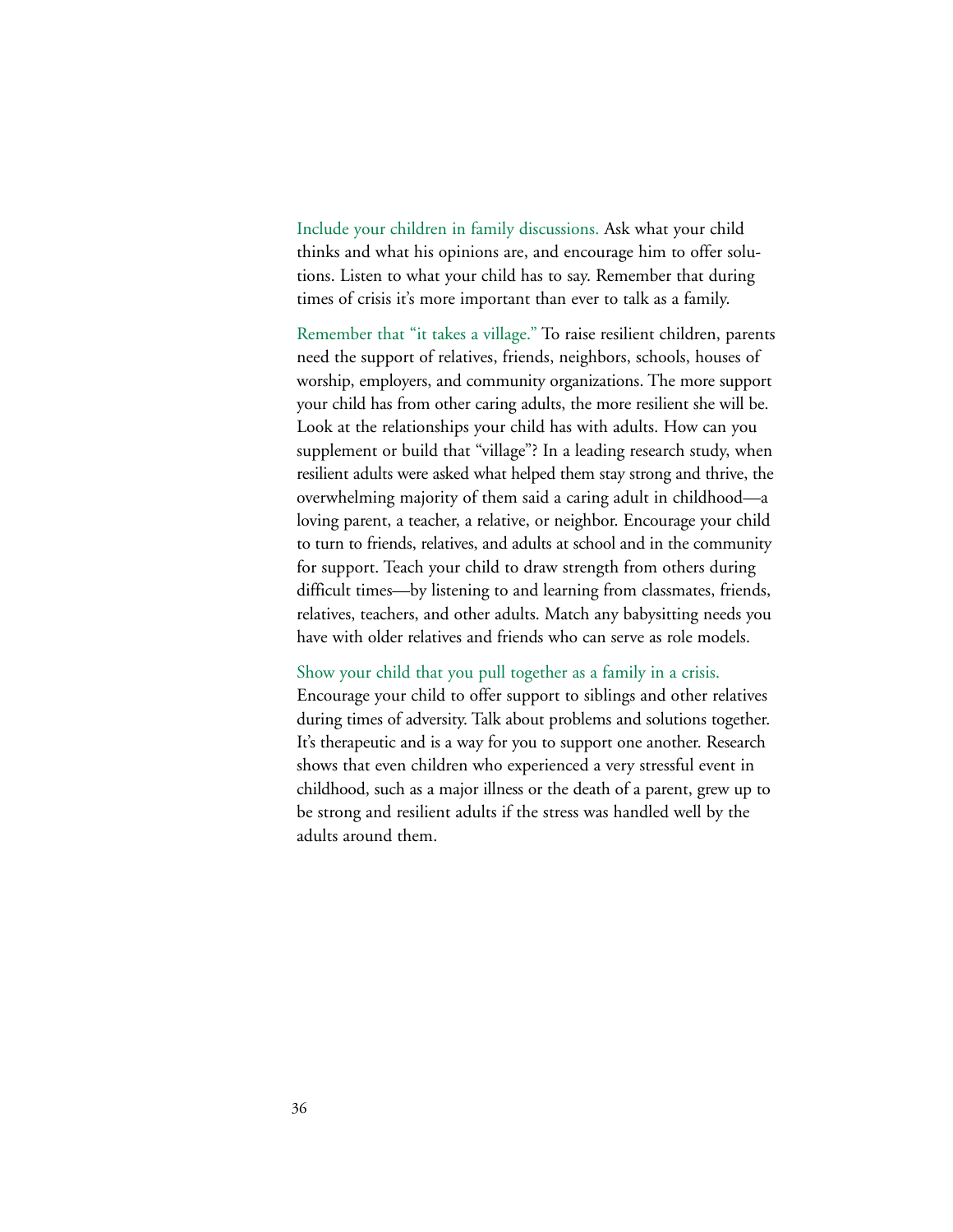**Include your children in family discussions.** Ask what your child thinks and what his opinions are, and encourage him to offer solutions. Listen to what your child has to say. Remember that during times of crisis it's more important than ever to talk as a family.

**Remember that "it takes a village."** To raise resilient children, parents need the support of relatives, friends, neighbors, schools, houses of worship, employers, and community organizations. The more support your child has from other caring adults, the more resilient she will be. Look at the relationships your child has with adults. How can you supplement or build that "village"? In a leading research study, when resilient adults were asked what helped them stay strong and thrive, the overwhelming majority of them said a caring adult in childhood—a loving parent, a teacher, a relative, or neighbor. Encourage your child to turn to friends, relatives, and adults at school and in the community for support. Teach your child to draw strength from others during difficult times—by listening to and learning from classmates, friends, relatives, teachers, and other adults. Match any babysitting needs you have with older relatives and friends who can serve as role models.

**Show your child that you pull together as a family in a crisis.** Encourage your child to offer support to siblings and other relatives during times of adversity. Talk about problems and solutions together. It's therapeutic and is a way for you to support one another. Research shows that even children who experienced a very stressful event in childhood, such as a major illness or the death of a parent, grew up to be strong and resilient adults if the stress was handled well by the adults around them.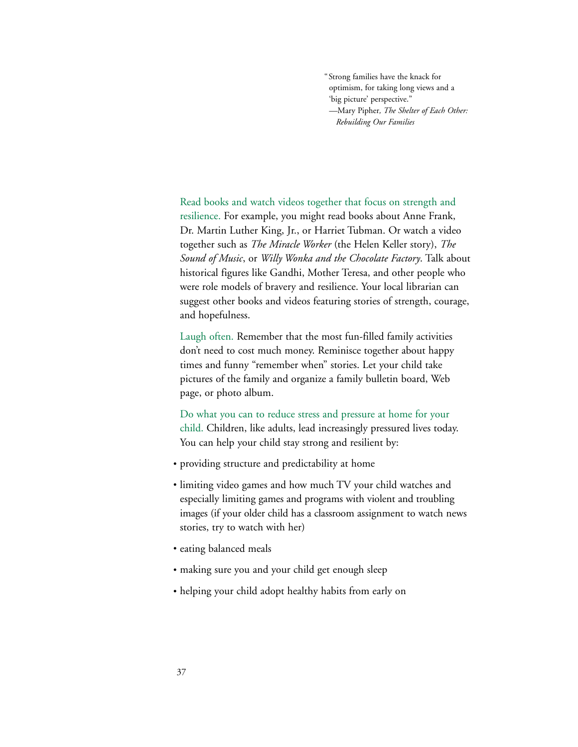> "Strong families have the knack for optimism, for taking long views and a 'big picture' perspective."
> —Mary Pipher, *The Shelter of Each Other: Rebuilding Our Families*

Read books and watch videos together that focus on strength and resilience. For example, you might read books about Anne Frank, Dr. Martin Luther King, Jr., or Harriet Tubman. Or watch a video together such as *The Miracle Worker* (the Helen Keller story), *The Sound of Music*, or *Willy Wonka and the Chocolate Factory*. Talk about historical figures like Gandhi, Mother Teresa, and other people who were role models of bravery and resilience. Your local librarian can suggest other books and videos featuring stories of strength, courage, and hopefulness.

Laugh often. Remember that the most fun-filled family activities don't need to cost much money. Reminisce together about happy times and funny "remember when" stories. Let your child take pictures of the family and organize a family bulletin board, Web page, or photo album.

Do what you can to reduce stress and pressure at home for your child. Children, like adults, lead increasingly pressured lives today. You can help your child stay strong and resilient by:

- providing structure and predictability at home
- limiting video games and how much TV your child watches and especially limiting games and programs with violent and troubling images (if your older child has a classroom assignment to watch news stories, try to watch with her)
- eating balanced meals
- making sure you and your child get enough sleep
- helping your child adopt healthy habits from early on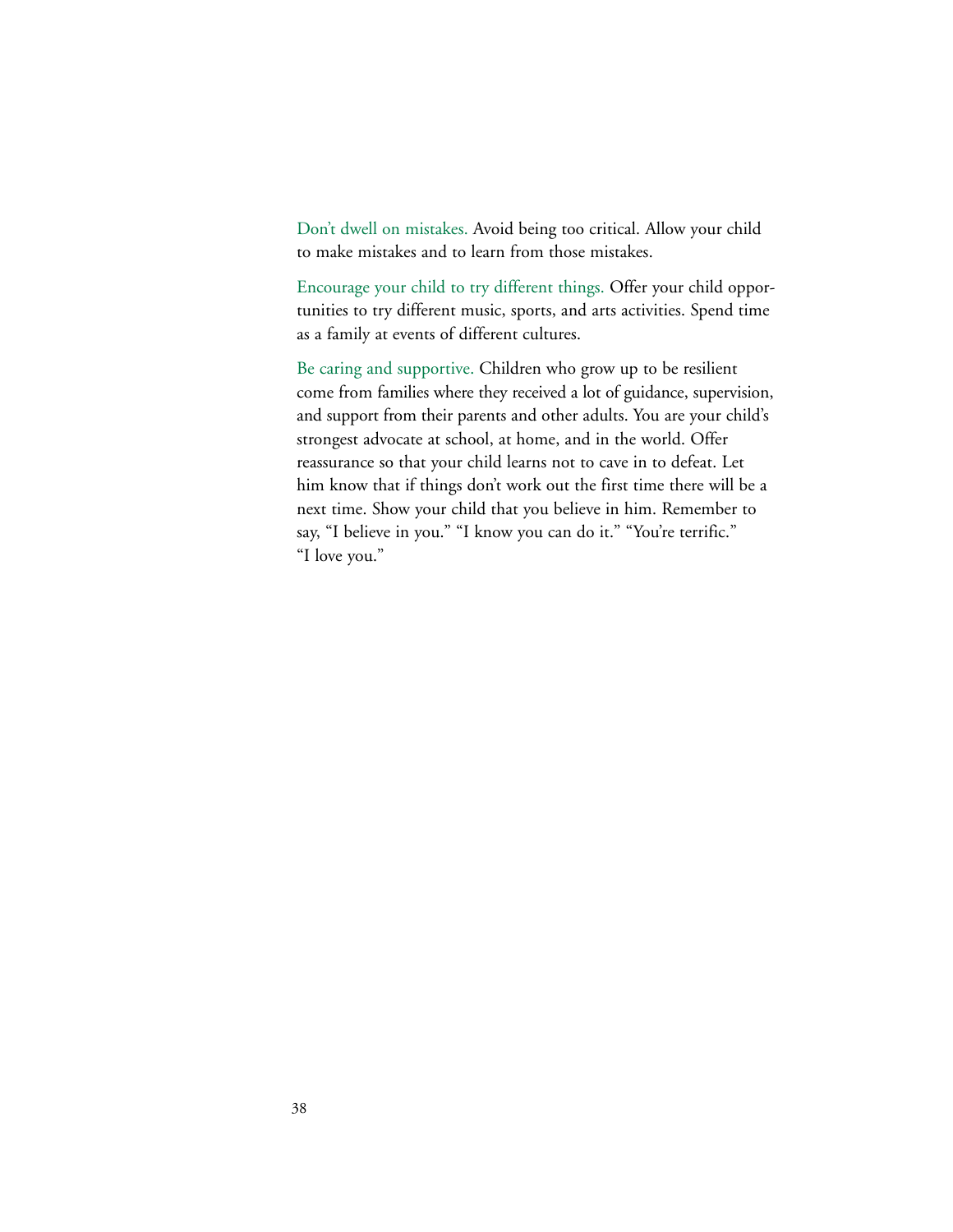**Don't dwell on mistakes.** Avoid being too critical. Allow your child to make mistakes and to learn from those mistakes.

**Encourage your child to try different things.** Offer your child opportunities to try different music, sports, and arts activities. Spend time as a family at events of different cultures.

**Be caring and supportive.** Children who grow up to be resilient come from families where they received a lot of guidance, supervision, and support from their parents and other adults. You are your child's strongest advocate at school, at home, and in the world. Offer reassurance so that your child learns not to cave in to defeat. Let him know that if things don't work out the first time there will be a next time. Show your child that you believe in him. Remember to say, "I believe in you." "I know you can do it." "You're terrific." "I love you."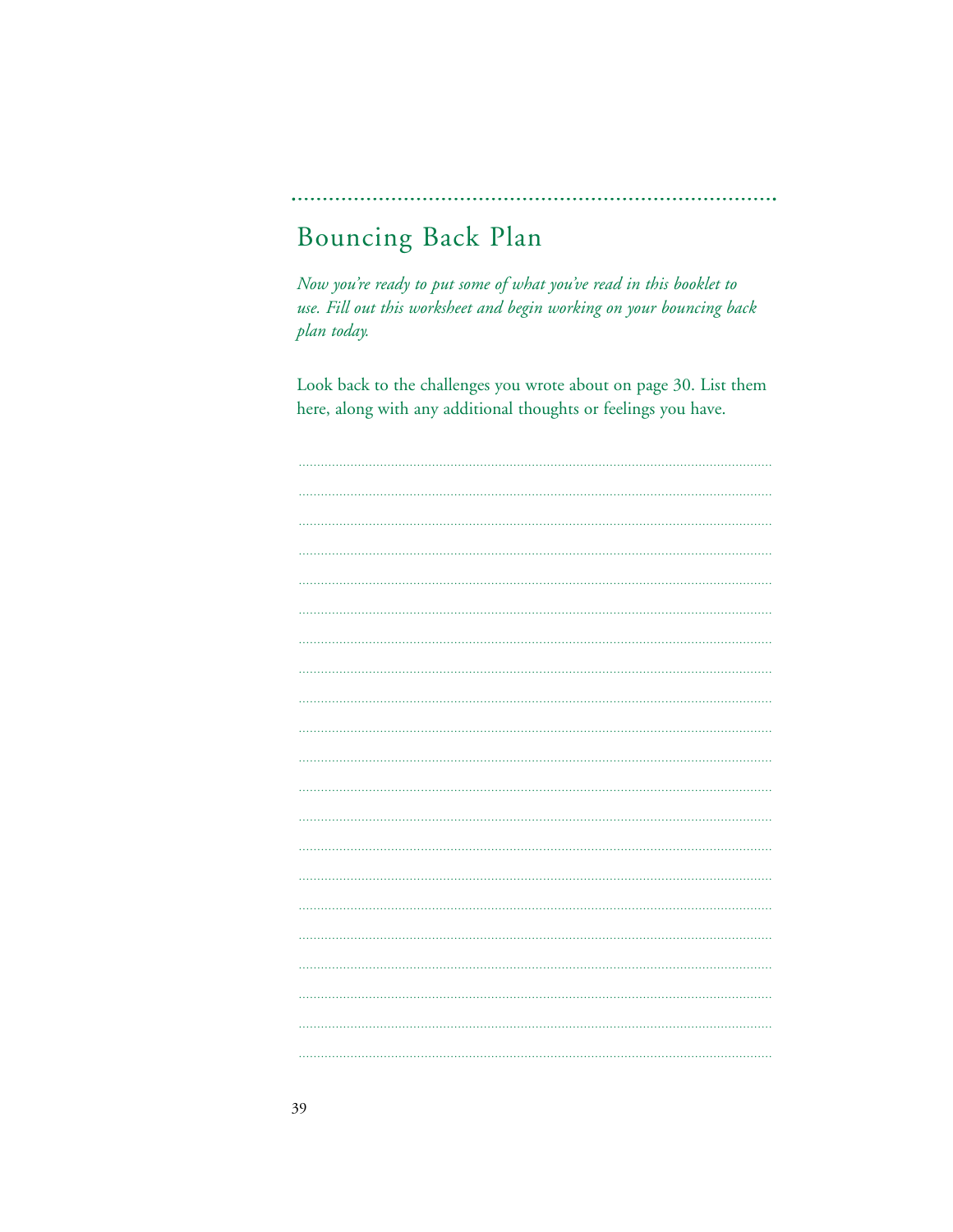## Bouncing Back Plan

*Now you're ready to put some of what you've read in this booklet to use. Fill out this worksheet and begin working on your bouncing back plan today.*

Look back to the challenges you wrote about on page 30. List them here, along with any additional thoughts or feelings you have.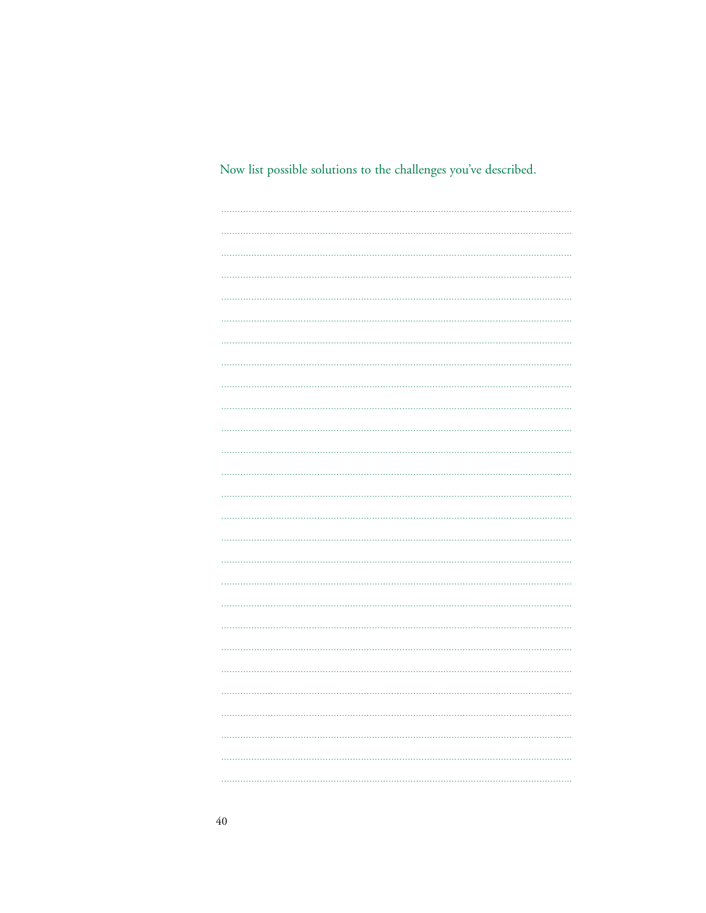Now list possible solutions to the challenges you've described.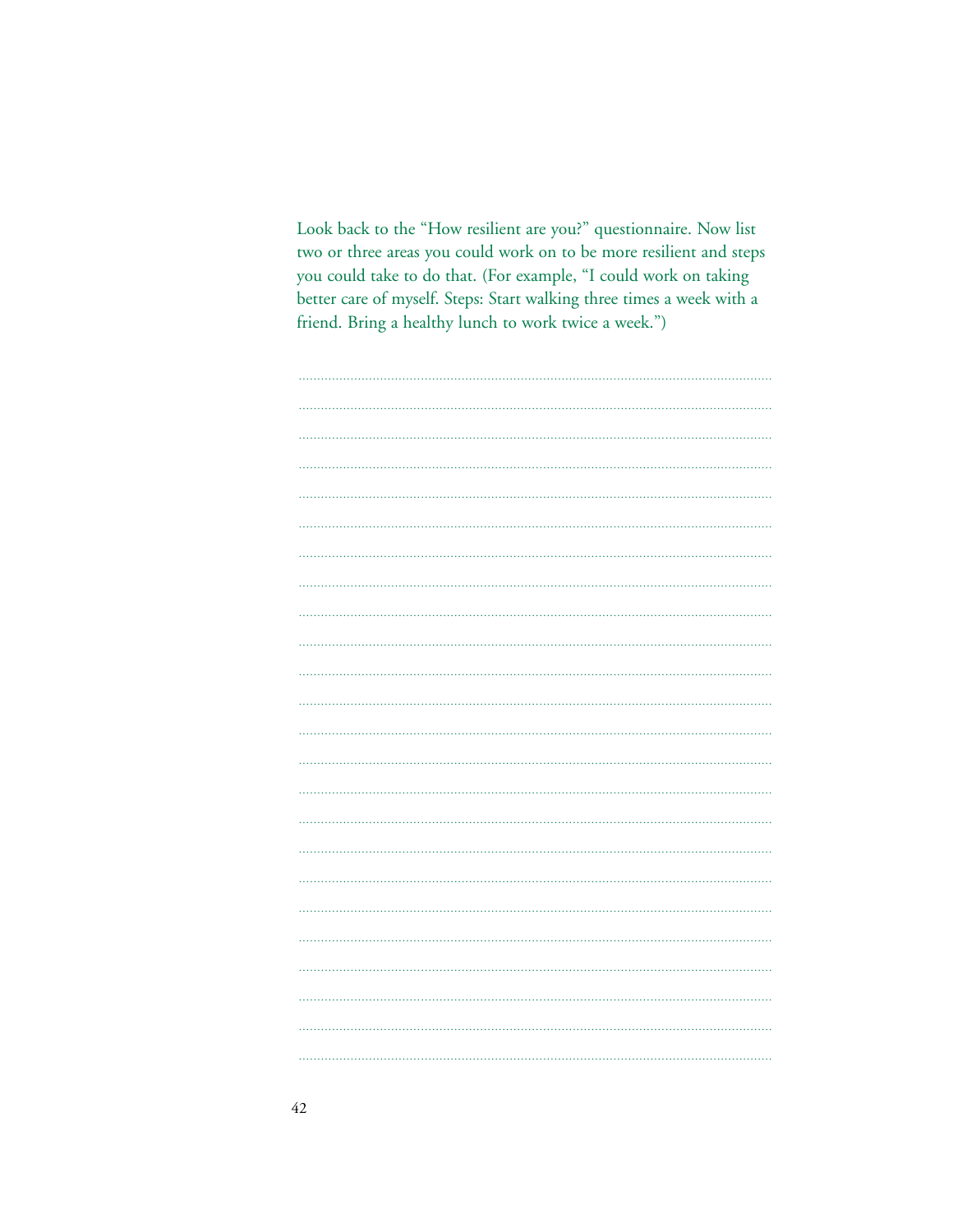Look back to the "How resilient are you?" questionnaire. Now list two or three areas you could work on to be more resilient and steps you could take to do that. (For example, "I could work on taking better care of myself. Steps: Start walking three times a week with a friend. Bring a healthy lunch to work twice a week.")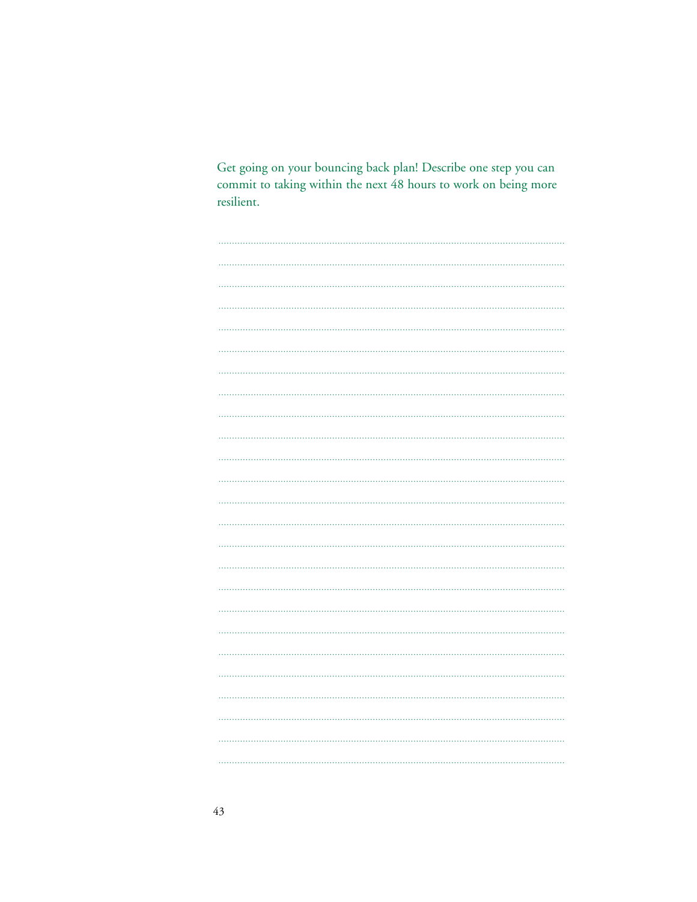Get going on your bouncing back plan! Describe one step you can commit to taking within the next 48 hours to work on being more resilient.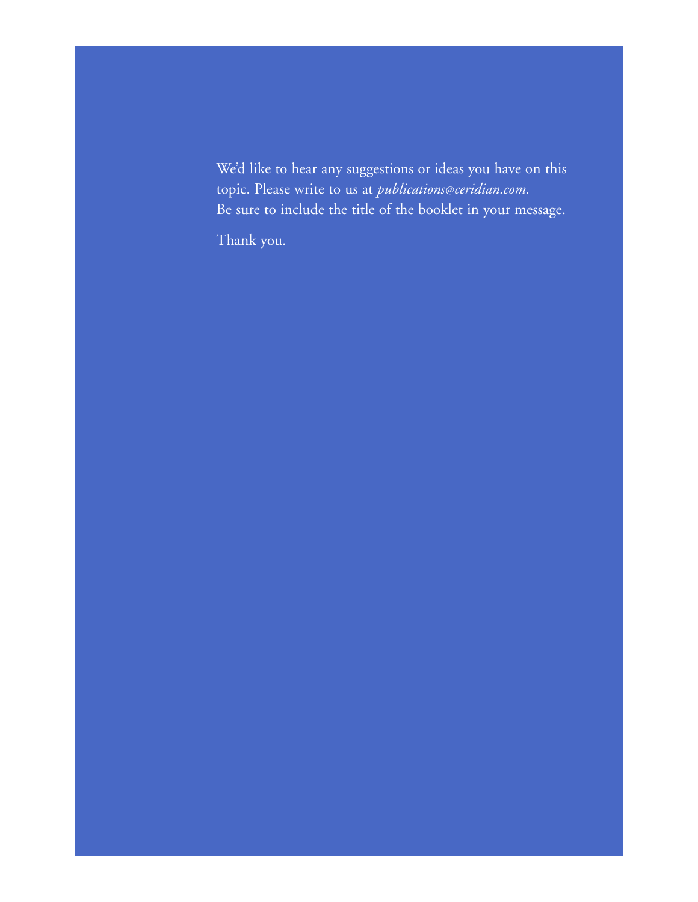We'd like to hear any suggestions or ideas you have on this topic. Please write to us at *publications@ceridian.com.* Be sure to include the title of the booklet in your message.

Thank you.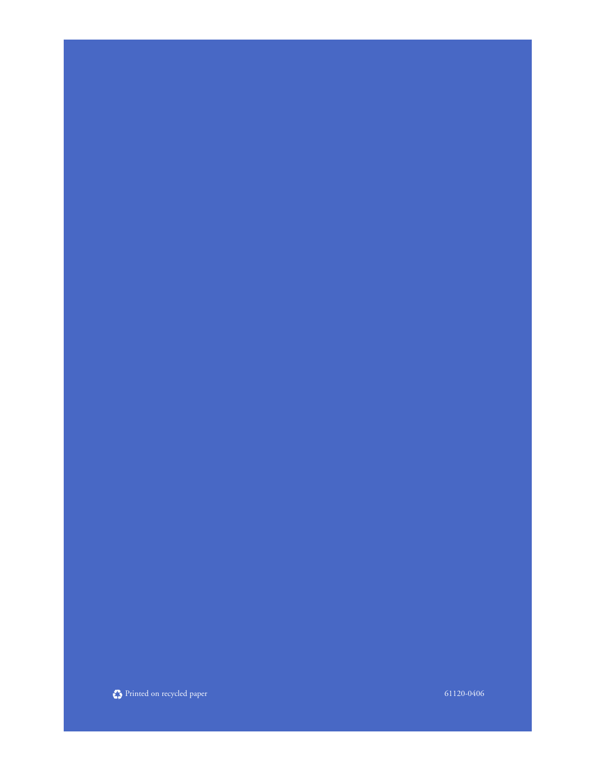♻ Printed on recycled paper

61120-0406